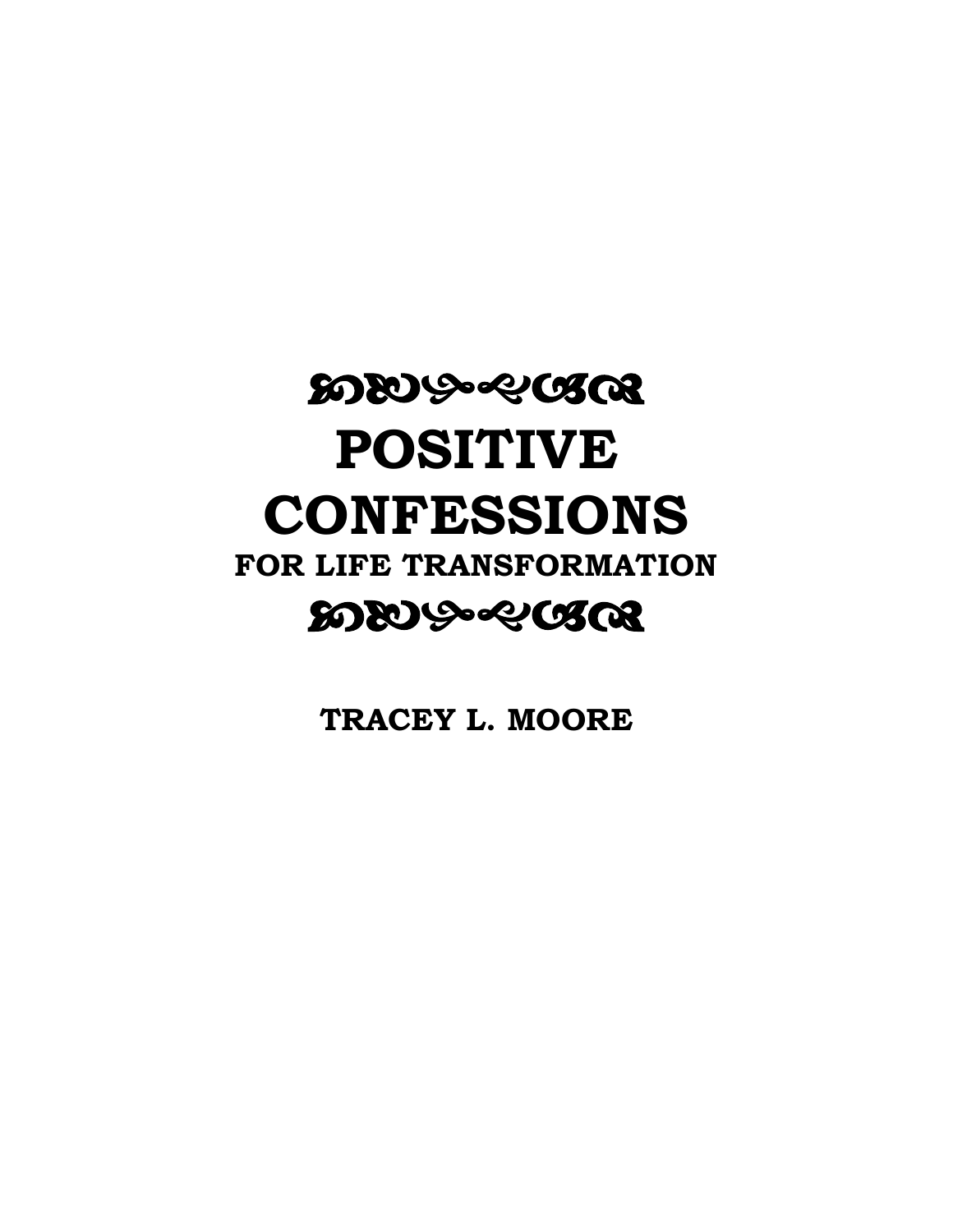# POSITIVE CONFESSIONS

## FOR LIFE TRANSFORMATION

**TRACEY L. MOORE**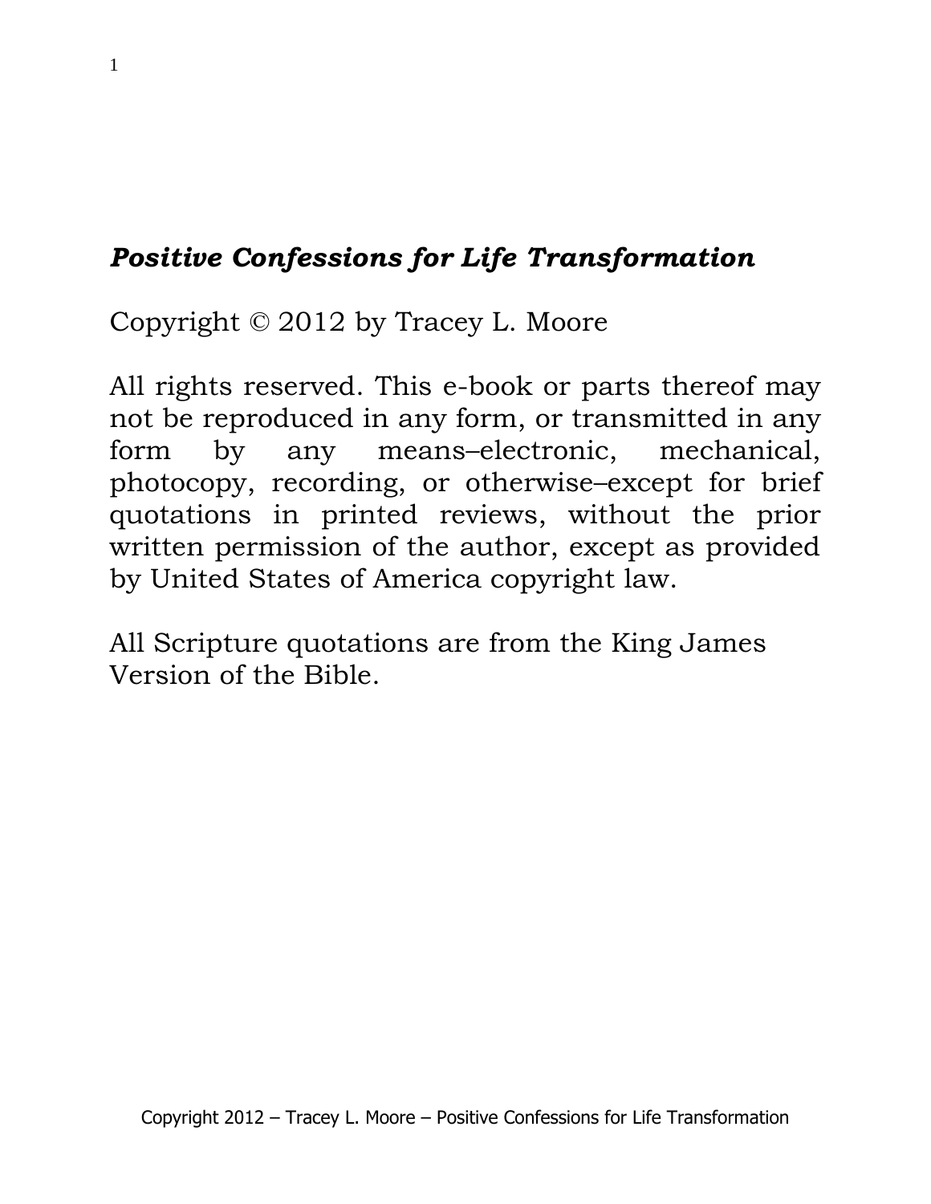***Positive Confessions for Life Transformation***

Copyright © 2012 by Tracey L. Moore

All rights reserved. This e-book or parts thereof may not be reproduced in any form, or transmitted in any form by any means–electronic, mechanical, photocopy, recording, or otherwise–except for brief quotations in printed reviews, without the prior written permission of the author, except as provided by United States of America copyright law.

All Scripture quotations are from the King James Version of the Bible.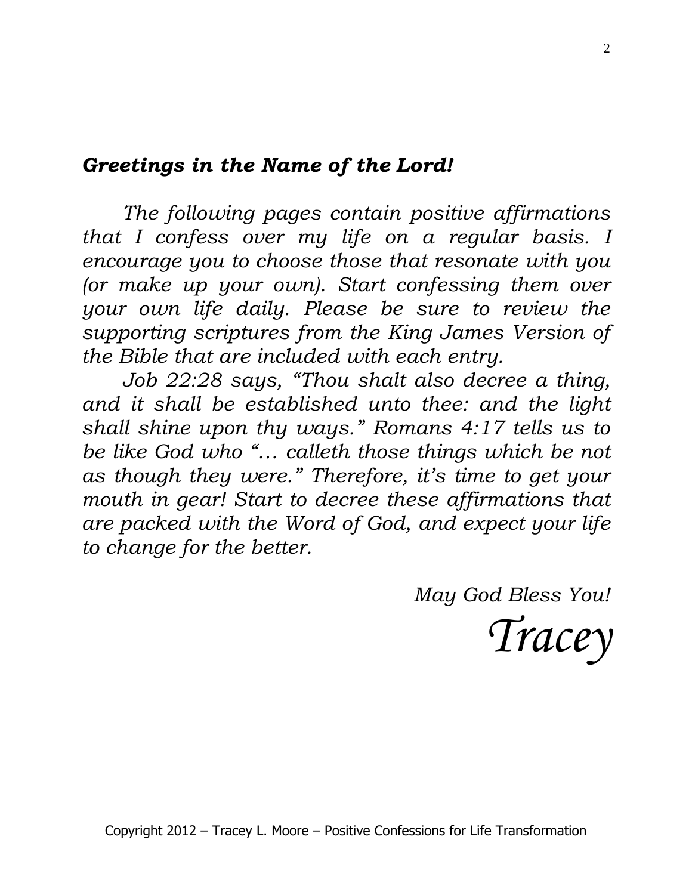***Greetings in the Name of the Lord!***

*The following pages contain positive affirmations that I confess over my life on a regular basis. I encourage you to choose those that resonate with you (or make up your own). Start confessing them over your own life daily. Please be sure to review the supporting scriptures from the King James Version of the Bible that are included with each entry.*

*Job 22:28 says, "Thou shalt also decree a thing, and it shall be established unto thee: and the light shall shine upon thy ways." Romans 4:17 tells us to be like God who "… calleth those things which be not as though they were." Therefore, it's time to get your mouth in gear! Start to decree these affirmations that are packed with the Word of God, and expect your life to change for the better.*

*May God Bless You!*

*Tracey*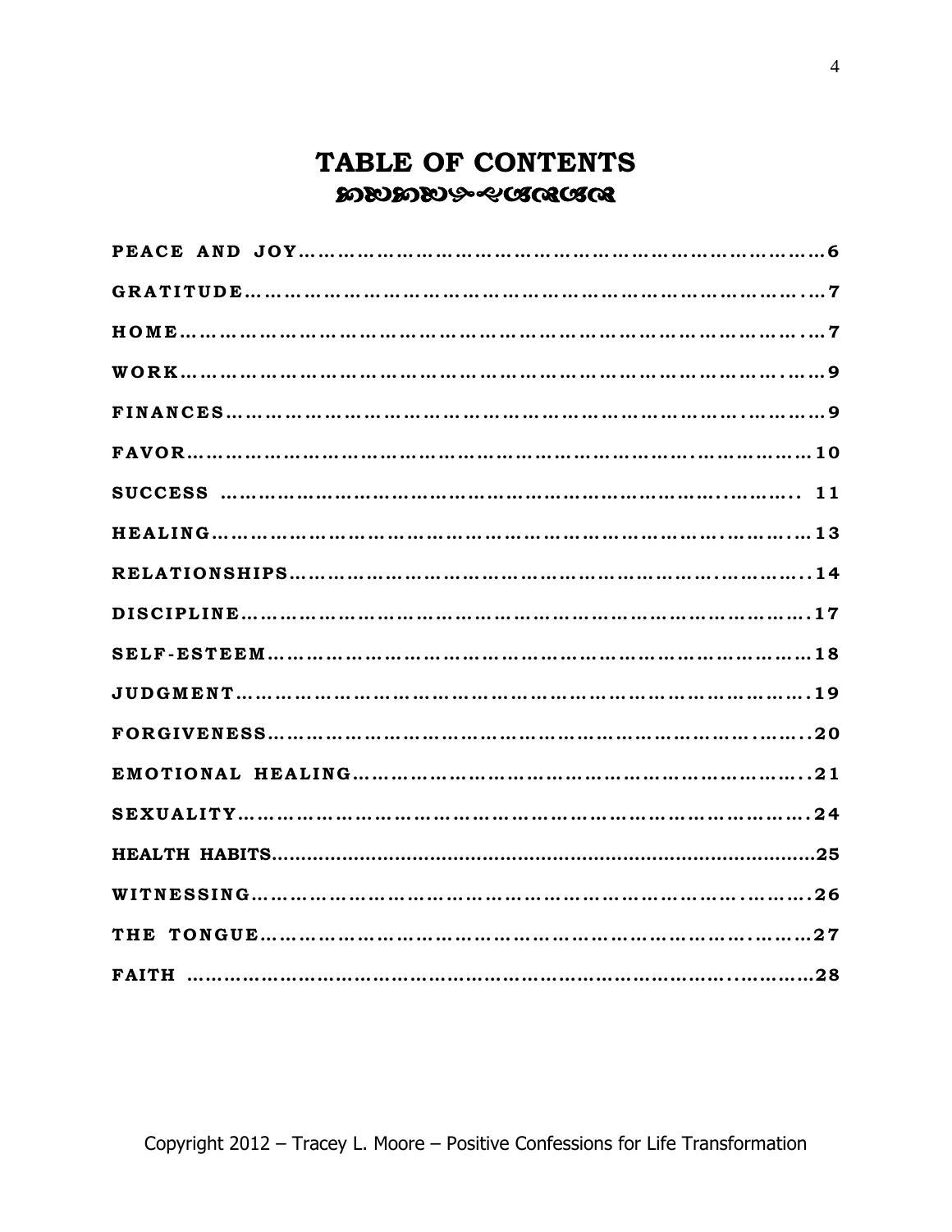# TABLE OF CONTENTS

| | |
|---|---|
| PEACE AND JOY | 6 |
| GRATITUDE | 7 |
| HOME | 7 |
| WORK | 9 |
| FINANCES | 9 |
| FAVOR | 10 |
| SUCCESS | 11 |
| HEALING | 13 |
| RELATIONSHIPS | 14 |
| DISCIPLINE | 17 |
| SELF-ESTEEM | 18 |
| JUDGMENT | 19 |
| FORGIVENESS | 20 |
| EMOTIONAL HEALING | 21 |
| SEXUALITY | 24 |
| HEALTH HABITS | 25 |
| WITNESSING | 26 |
| THE TONGUE | 27 |
| FAITH | 28 |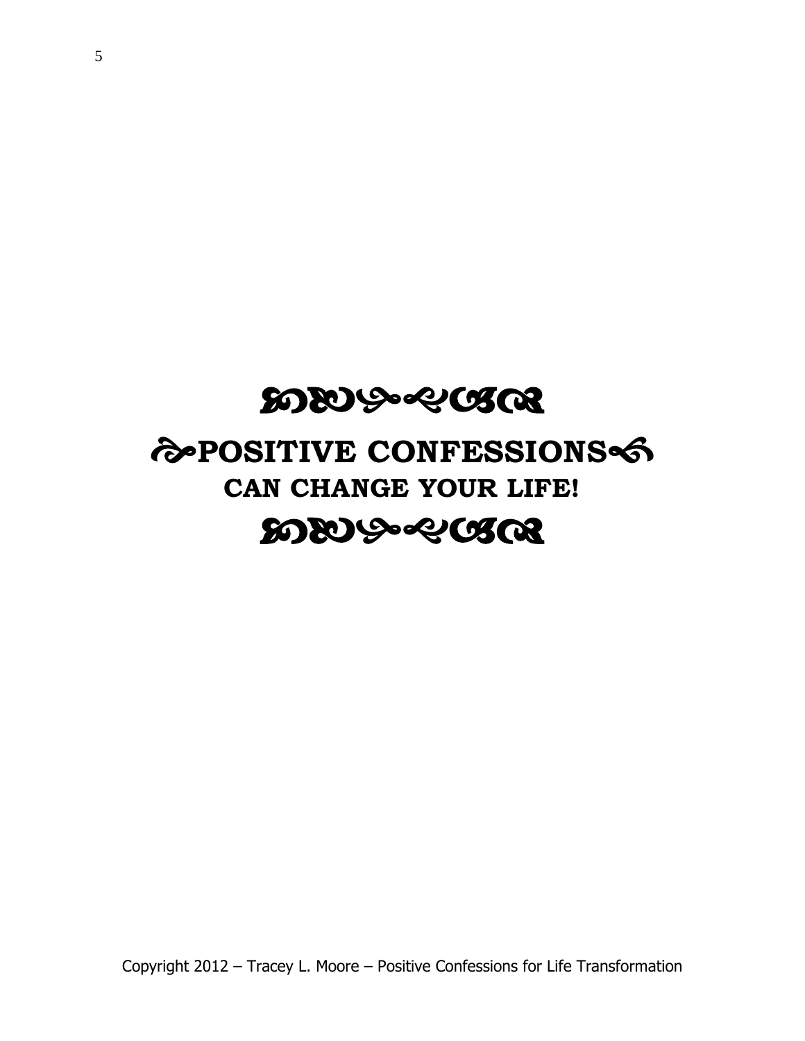# POSITIVE CONFESSIONS CAN CHANGE YOUR LIFE!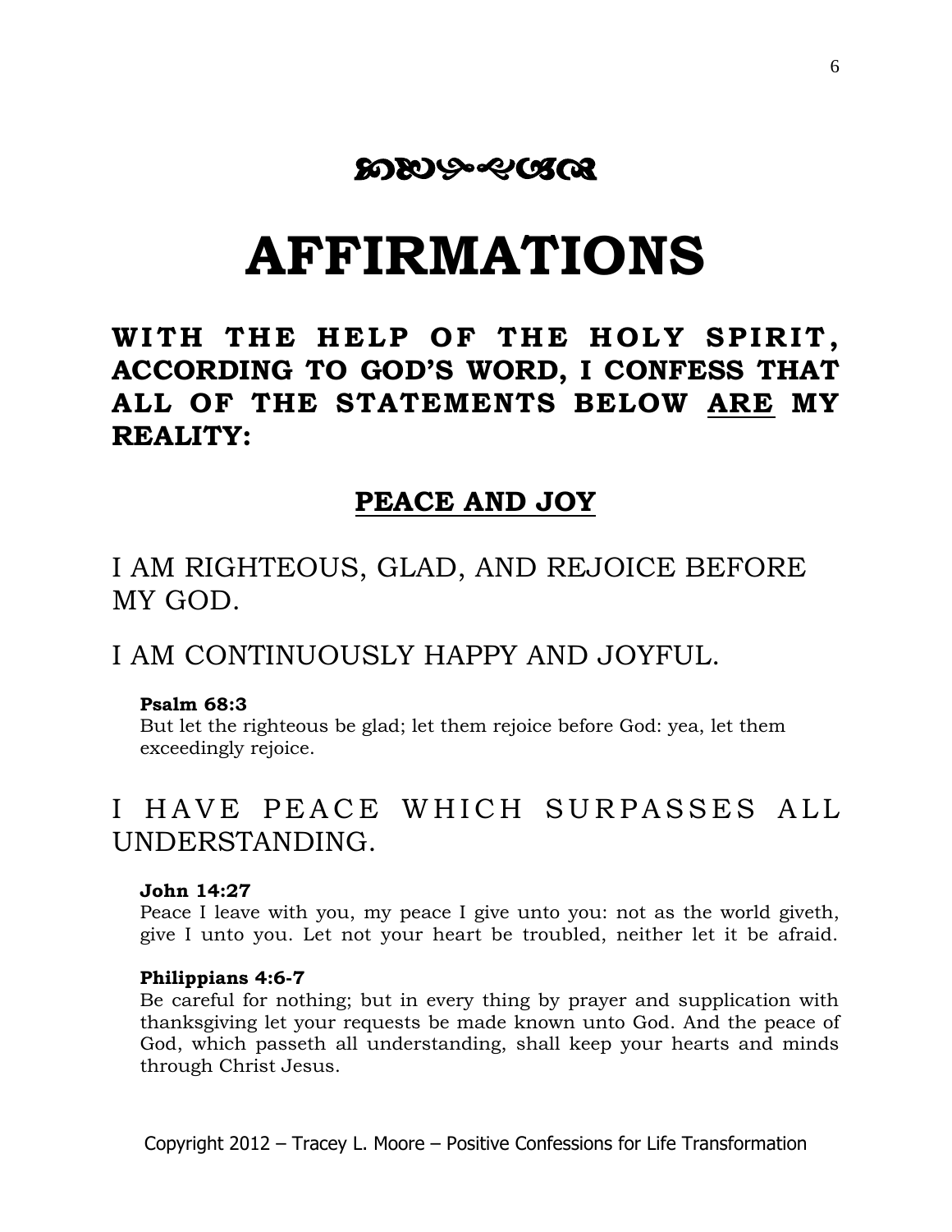# AFFIRMATIONS

**WITH THE HELP OF THE HOLY SPIRIT, ACCORDING TO GOD'S WORD, I CONFESS THAT ALL OF THE STATEMENTS BELOW ARE MY REALITY:**

## PEACE AND JOY

I AM RIGHTEOUS, GLAD, AND REJOICE BEFORE MY GOD.

I AM CONTINUOUSLY HAPPY AND JOYFUL.

**Psalm 68:3**
But let the righteous be glad; let them rejoice before God: yea, let them exceedingly rejoice.

I HAVE PEACE WHICH SURPASSES ALL UNDERSTANDING.

**John 14:27**
Peace I leave with you, my peace I give unto you: not as the world giveth, give I unto you. Let not your heart be troubled, neither let it be afraid.

**Philippians 4:6-7**
Be careful for nothing; but in every thing by prayer and supplication with thanksgiving let your requests be made known unto God. And the peace of God, which passeth all understanding, shall keep your hearts and minds through Christ Jesus.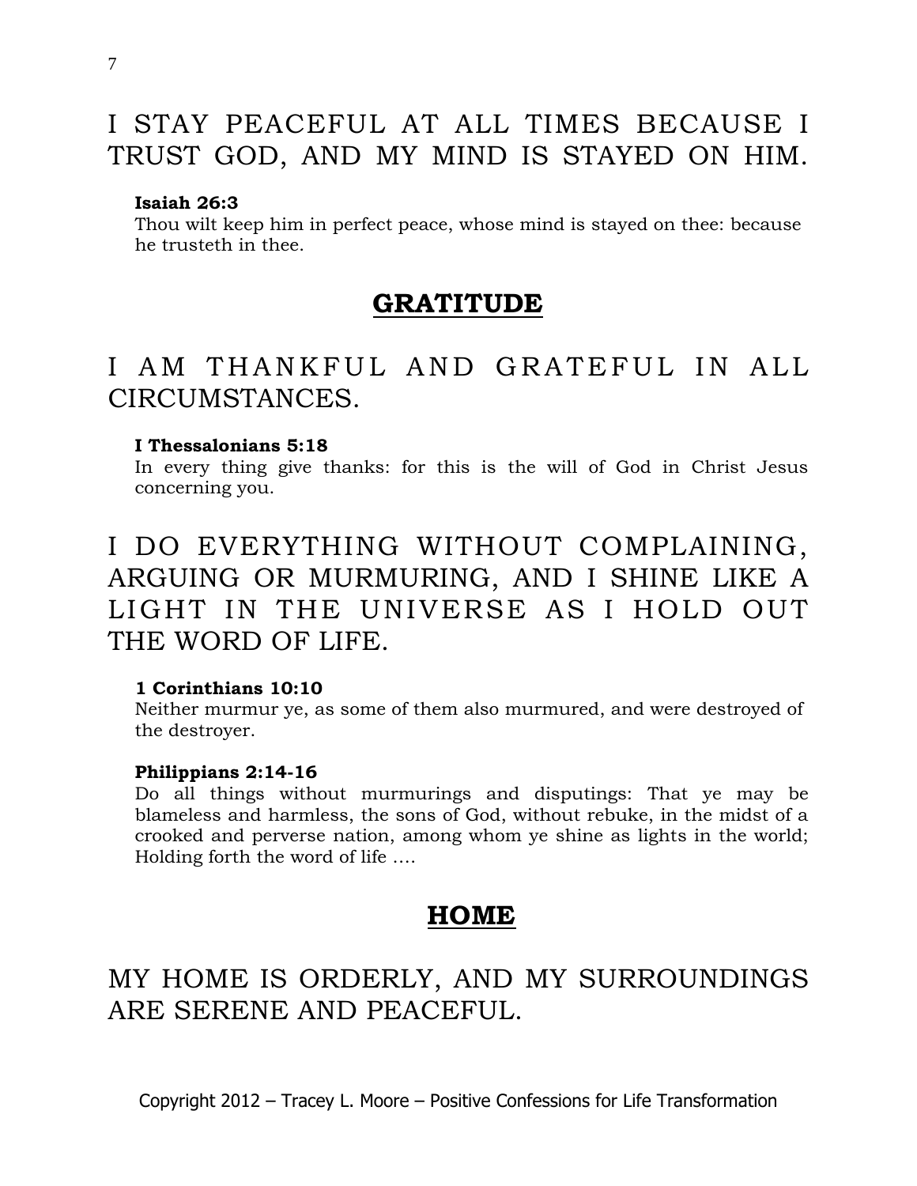I STAY PEACEFUL AT ALL TIMES BECAUSE I TRUST GOD, AND MY MIND IS STAYED ON HIM.

**Isaiah 26:3**
Thou wilt keep him in perfect peace, whose mind is stayed on thee: because he trusteth in thee.

## GRATITUDE

I AM THANKFUL AND GRATEFUL IN ALL CIRCUMSTANCES.

**I Thessalonians 5:18**
In every thing give thanks: for this is the will of God in Christ Jesus concerning you.

I DO EVERYTHING WITHOUT COMPLAINING, ARGUING OR MURMURING, AND I SHINE LIKE A LIGHT IN THE UNIVERSE AS I HOLD OUT THE WORD OF LIFE.

**1 Corinthians 10:10**
Neither murmur ye, as some of them also murmured, and were destroyed of the destroyer.

**Philippians 2:14-16**
Do all things without murmurings and disputings: That ye may be blameless and harmless, the sons of God, without rebuke, in the midst of a crooked and perverse nation, among whom ye shine as lights in the world; Holding forth the word of life ….

## HOME

MY HOME IS ORDERLY, AND MY SURROUNDINGS ARE SERENE AND PEACEFUL.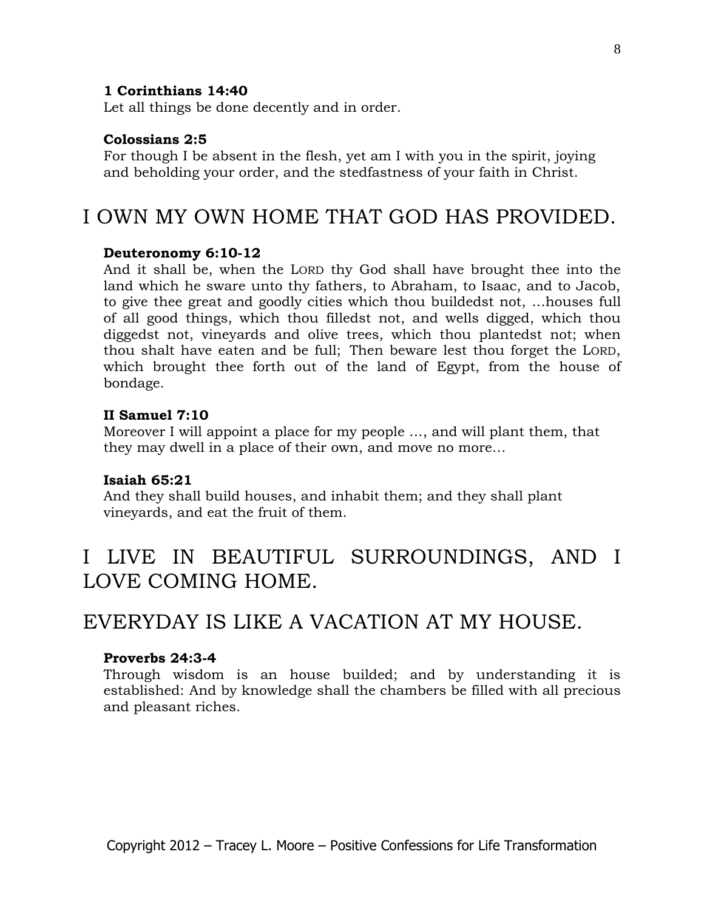**1 Corinthians 14:40**
Let all things be done decently and in order.

**Colossians 2:5**
For though I be absent in the flesh, yet am I with you in the spirit, joying and beholding your order, and the stedfastness of your faith in Christ.

## I OWN MY OWN HOME THAT GOD HAS PROVIDED.

**Deuteronomy 6:10-12**
And it shall be, when the LORD thy God shall have brought thee into the land which he sware unto thy fathers, to Abraham, to Isaac, and to Jacob, to give thee great and goodly cities which thou buildedst not, …houses full of all good things, which thou filledst not, and wells digged, which thou diggedst not, vineyards and olive trees, which thou plantedst not; when thou shalt have eaten and be full; Then beware lest thou forget the LORD, which brought thee forth out of the land of Egypt, from the house of bondage.

**II Samuel 7:10**
Moreover I will appoint a place for my people …, and will plant them, that they may dwell in a place of their own, and move no more…

**Isaiah 65:21**
And they shall build houses, and inhabit them; and they shall plant vineyards, and eat the fruit of them.

## I LIVE IN BEAUTIFUL SURROUNDINGS, AND I LOVE COMING HOME.

## EVERYDAY IS LIKE A VACATION AT MY HOUSE.

**Proverbs 24:3-4**
Through wisdom is an house builded; and by understanding it is established: And by knowledge shall the chambers be filled with all precious and pleasant riches.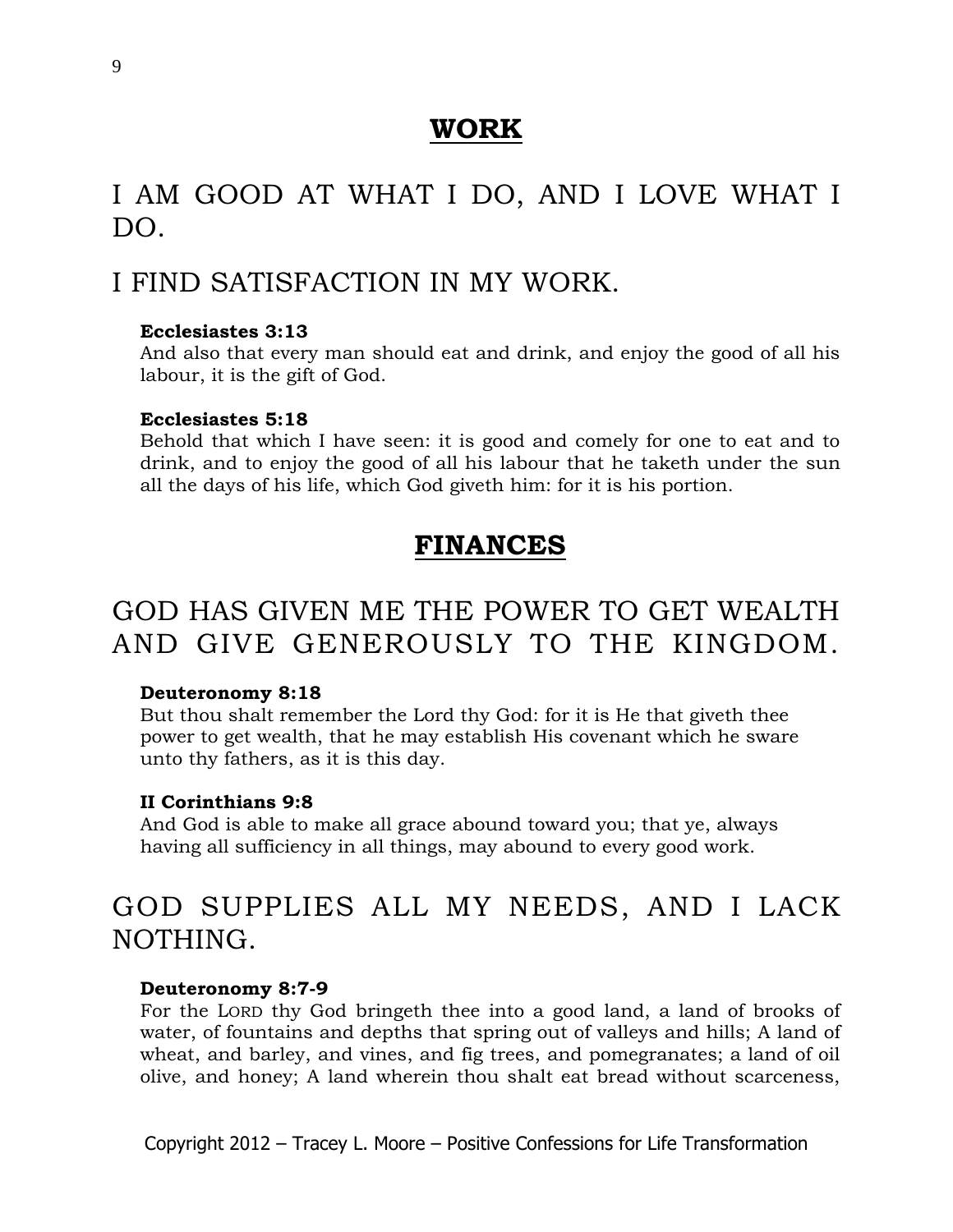## WORK

### I AM GOOD AT WHAT I DO, AND I LOVE WHAT I DO.

### I FIND SATISFACTION IN MY WORK.

**Ecclesiastes 3:13**
And also that every man should eat and drink, and enjoy the good of all his labour, it is the gift of God.

**Ecclesiastes 5:18**
Behold that which I have seen: it is good and comely for one to eat and to drink, and to enjoy the good of all his labour that he taketh under the sun all the days of his life, which God giveth him: for it is his portion.

## FINANCES

### GOD HAS GIVEN ME THE POWER TO GET WEALTH AND GIVE GENEROUSLY TO THE KINGDOM.

**Deuteronomy 8:18**
But thou shalt remember the Lord thy God: for it is He that giveth thee power to get wealth, that he may establish His covenant which he sware unto thy fathers, as it is this day.

**II Corinthians 9:8**
And God is able to make all grace abound toward you; that ye, always having all sufficiency in all things, may abound to every good work.

### GOD SUPPLIES ALL MY NEEDS, AND I LACK NOTHING.

**Deuteronomy 8:7-9**
For the LORD thy God bringeth thee into a good land, a land of brooks of water, of fountains and depths that spring out of valleys and hills; A land of wheat, and barley, and vines, and fig trees, and pomegranates; a land of oil olive, and honey; A land wherein thou shalt eat bread without scarceness,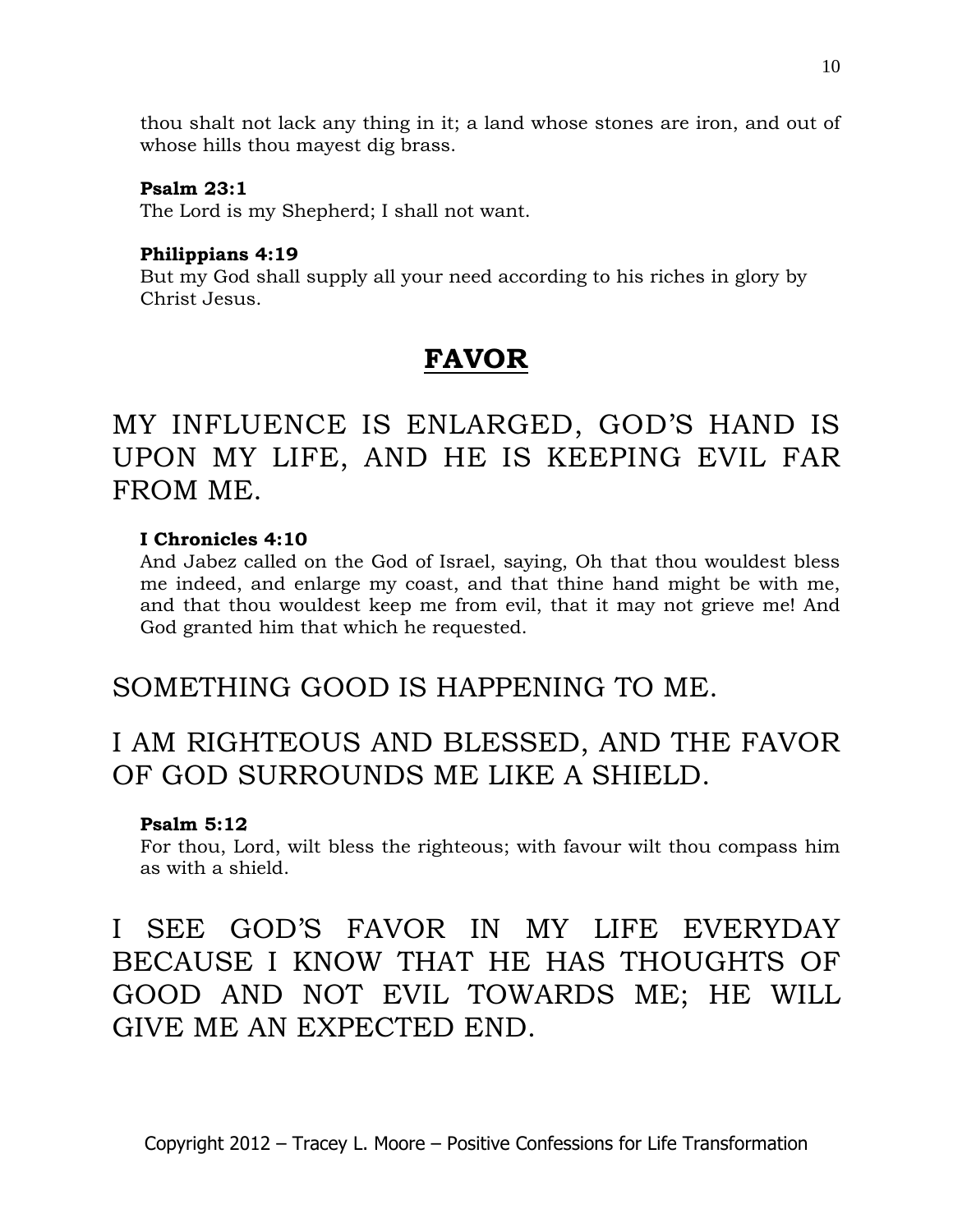thou shalt not lack any thing in it; a land whose stones are iron, and out of whose hills thou mayest dig brass.

**Psalm 23:1**
The Lord is my Shepherd; I shall not want.

**Philippians 4:19**
But my God shall supply all your need according to his riches in glory by Christ Jesus.

# FAVOR

## MY INFLUENCE IS ENLARGED, GOD'S HAND IS UPON MY LIFE, AND HE IS KEEPING EVIL FAR FROM ME.

**I Chronicles 4:10**
And Jabez called on the God of Israel, saying, Oh that thou wouldest bless me indeed, and enlarge my coast, and that thine hand might be with me, and that thou wouldest keep me from evil, that it may not grieve me! And God granted him that which he requested.

## SOMETHING GOOD IS HAPPENING TO ME.

## I AM RIGHTEOUS AND BLESSED, AND THE FAVOR OF GOD SURROUNDS ME LIKE A SHIELD.

**Psalm 5:12**
For thou, Lord, wilt bless the righteous; with favour wilt thou compass him as with a shield.

## I SEE GOD'S FAVOR IN MY LIFE EVERYDAY BECAUSE I KNOW THAT HE HAS THOUGHTS OF GOOD AND NOT EVIL TOWARDS ME; HE WILL GIVE ME AN EXPECTED END.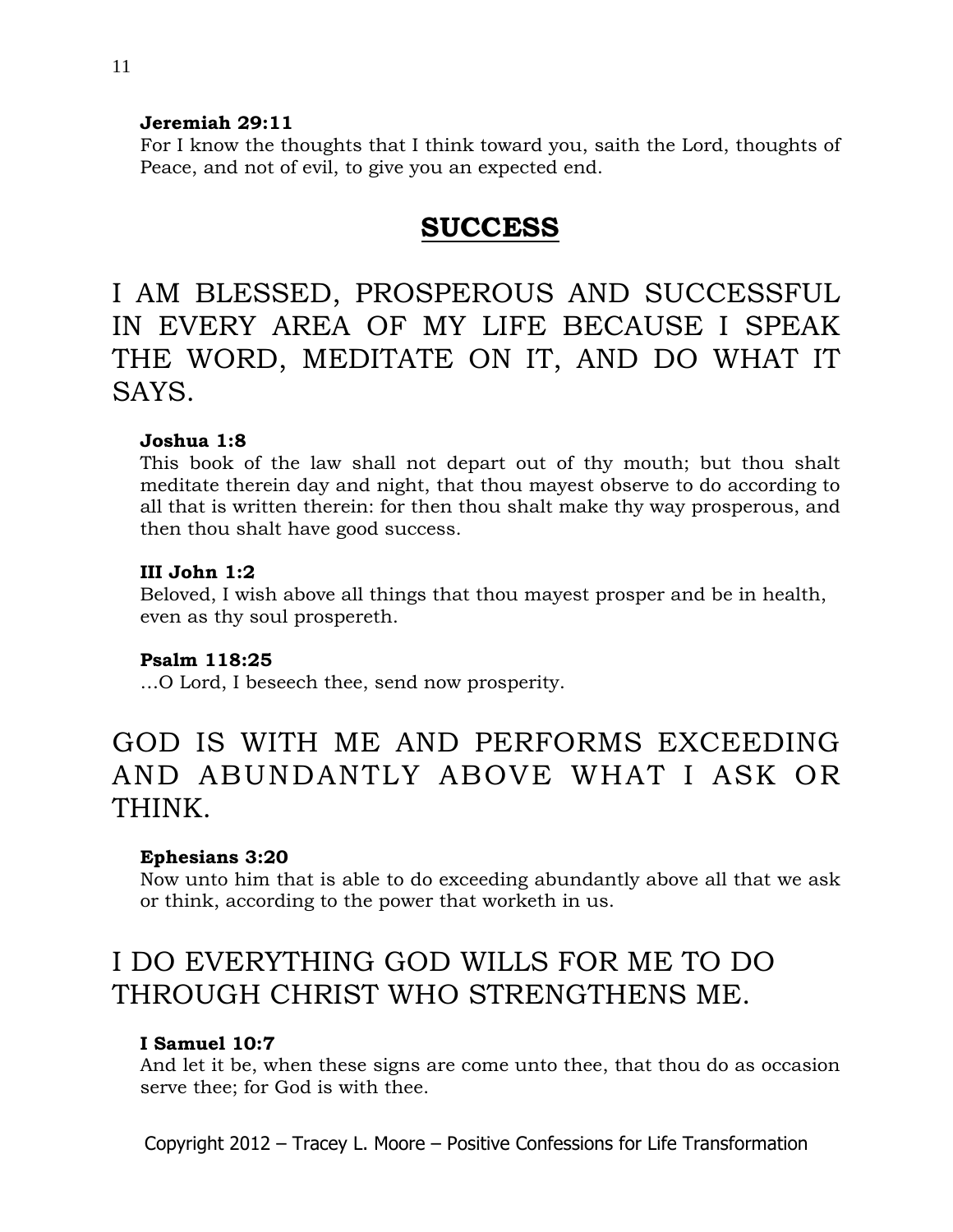**Jeremiah 29:11**
For I know the thoughts that I think toward you, saith the Lord, thoughts of Peace, and not of evil, to give you an expected end.

## SUCCESS

### I AM BLESSED, PROSPEROUS AND SUCCESSFUL IN EVERY AREA OF MY LIFE BECAUSE I SPEAK THE WORD, MEDITATE ON IT, AND DO WHAT IT SAYS.

**Joshua 1:8**
This book of the law shall not depart out of thy mouth; but thou shalt meditate therein day and night, that thou mayest observe to do according to all that is written therein: for then thou shalt make thy way prosperous, and then thou shalt have good success.

**III John 1:2**
Beloved, I wish above all things that thou mayest prosper and be in health, even as thy soul prospereth.

**Psalm 118:25**
…O Lord, I beseech thee, send now prosperity.

### GOD IS WITH ME AND PERFORMS EXCEEDING AND ABUNDANTLY ABOVE WHAT I ASK OR THINK.

**Ephesians 3:20**
Now unto him that is able to do exceeding abundantly above all that we ask or think, according to the power that worketh in us.

### I DO EVERYTHING GOD WILLS FOR ME TO DO THROUGH CHRIST WHO STRENGTHENS ME.

**I Samuel 10:7**
And let it be, when these signs are come unto thee, that thou do as occasion serve thee; for God is with thee.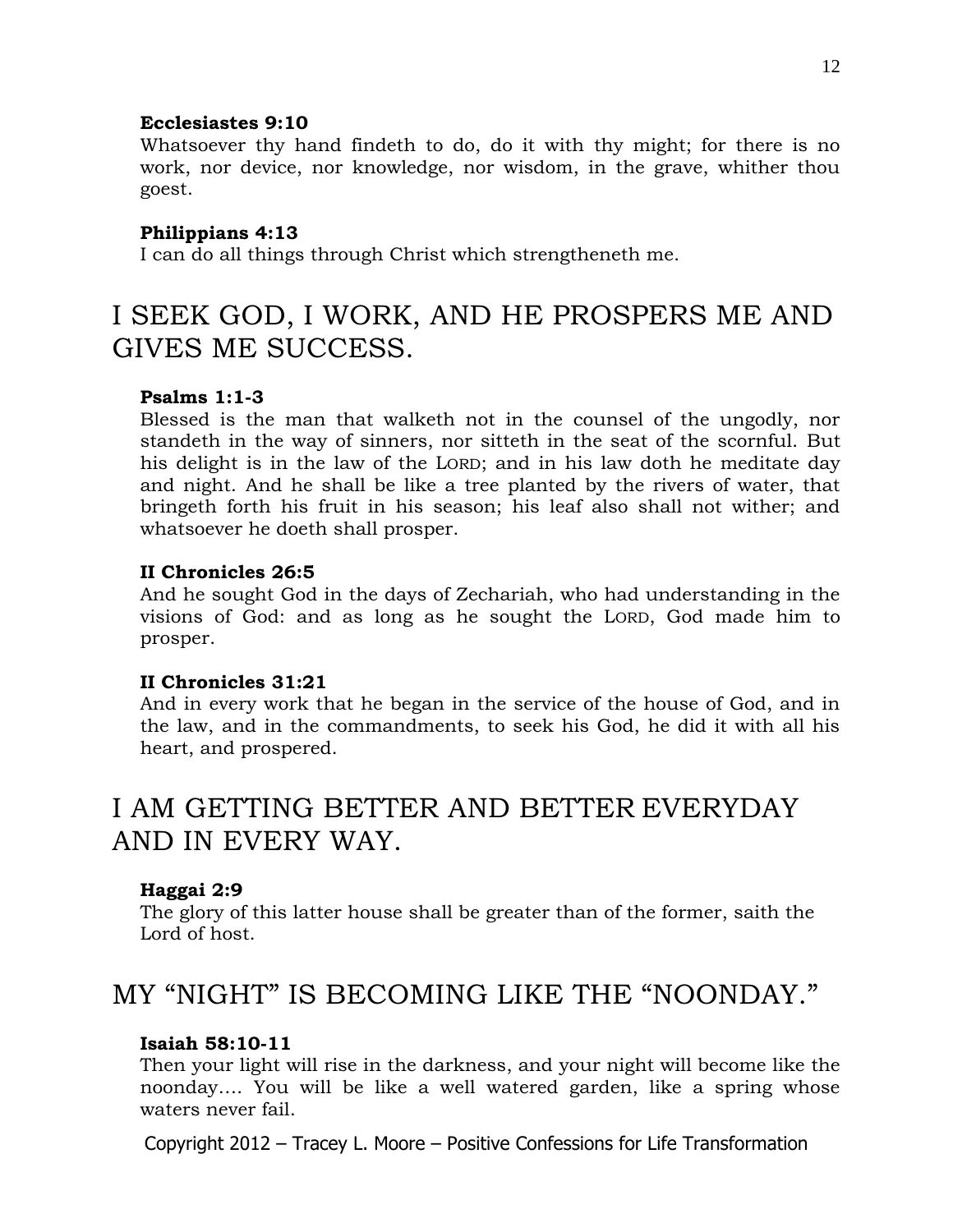**Ecclesiastes 9:10**
Whatsoever thy hand findeth to do, do it with thy might; for there is no work, nor device, nor knowledge, nor wisdom, in the grave, whither thou goest.

**Philippians 4:13**
I can do all things through Christ which strengtheneth me.

# I SEEK GOD, I WORK, AND HE PROSPERS ME AND GIVES ME SUCCESS.

**Psalms 1:1-3**
Blessed is the man that walketh not in the counsel of the ungodly, nor standeth in the way of sinners, nor sitteth in the seat of the scornful. But his delight is in the law of the LORD; and in his law doth he meditate day and night. And he shall be like a tree planted by the rivers of water, that bringeth forth his fruit in his season; his leaf also shall not wither; and whatsoever he doeth shall prosper.

**II Chronicles 26:5**
And he sought God in the days of Zechariah, who had understanding in the visions of God: and as long as he sought the LORD, God made him to prosper.

**II Chronicles 31:21**
And in every work that he began in the service of the house of God, and in the law, and in the commandments, to seek his God, he did it with all his heart, and prospered.

# I AM GETTING BETTER AND BETTER EVERYDAY AND IN EVERY WAY.

**Haggai 2:9**
The glory of this latter house shall be greater than of the former, saith the Lord of host.

# MY "NIGHT" IS BECOMING LIKE THE "NOONDAY."

**Isaiah 58:10-11**
Then your light will rise in the darkness, and your night will become like the noonday…. You will be like a well watered garden, like a spring whose waters never fail.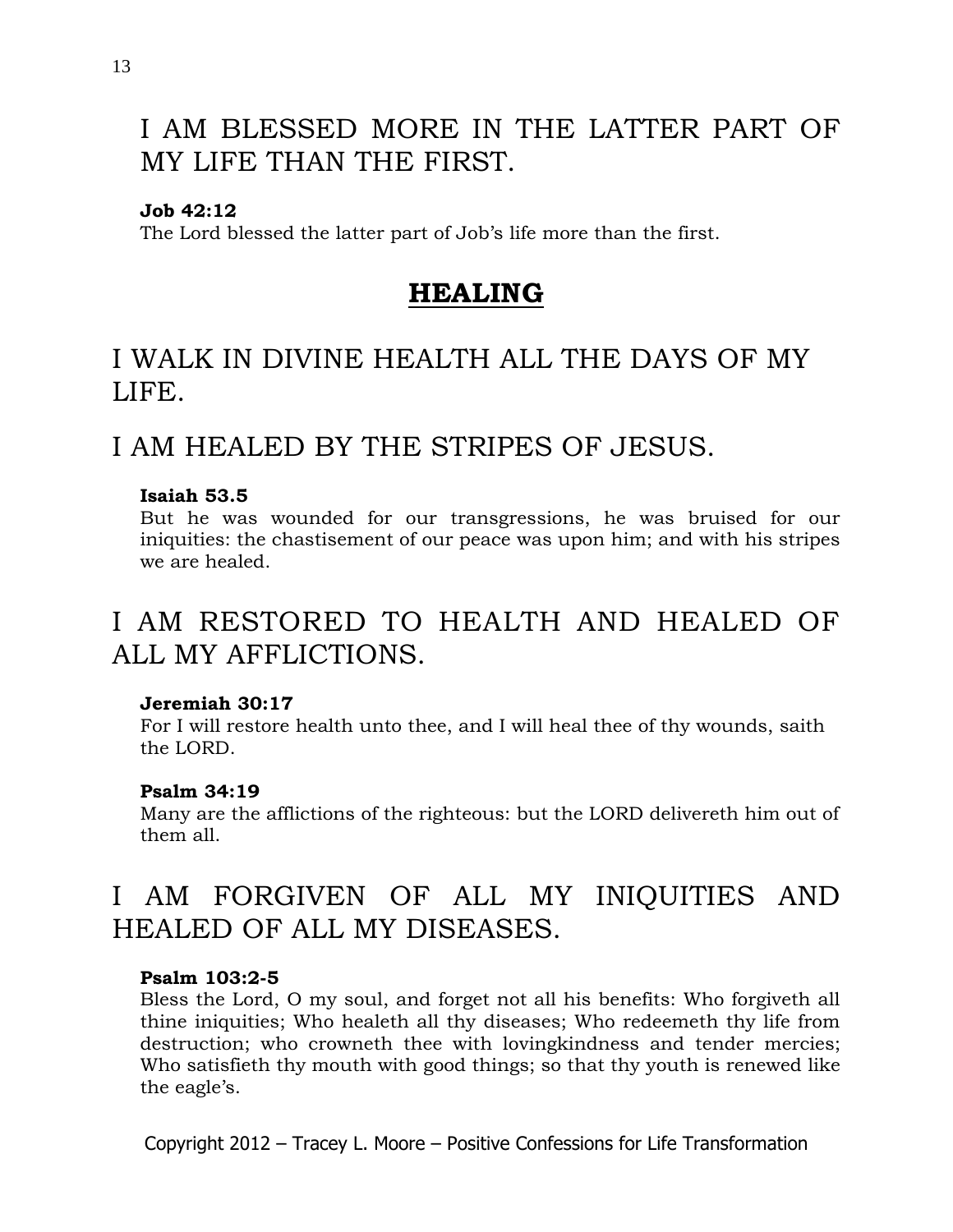## I AM BLESSED MORE IN THE LATTER PART OF MY LIFE THAN THE FIRST.

**Job 42:12**
The Lord blessed the latter part of Job's life more than the first.

# HEALING

## I WALK IN DIVINE HEALTH ALL THE DAYS OF MY LIFE.

## I AM HEALED BY THE STRIPES OF JESUS.

**Isaiah 53.5**
But he was wounded for our transgressions, he was bruised for our iniquities: the chastisement of our peace was upon him; and with his stripes we are healed.

## I AM RESTORED TO HEALTH AND HEALED OF ALL MY AFFLICTIONS.

**Jeremiah 30:17**
For I will restore health unto thee, and I will heal thee of thy wounds, saith the LORD.

**Psalm 34:19**
Many are the afflictions of the righteous: but the LORD delivereth him out of them all.

## I AM FORGIVEN OF ALL MY INIQUITIES AND HEALED OF ALL MY DISEASES.

**Psalm 103:2-5**
Bless the Lord, O my soul, and forget not all his benefits: Who forgiveth all thine iniquities; Who healeth all thy diseases; Who redeemeth thy life from destruction; who crowneth thee with lovingkindness and tender mercies; Who satisfieth thy mouth with good things; so that thy youth is renewed like the eagle's.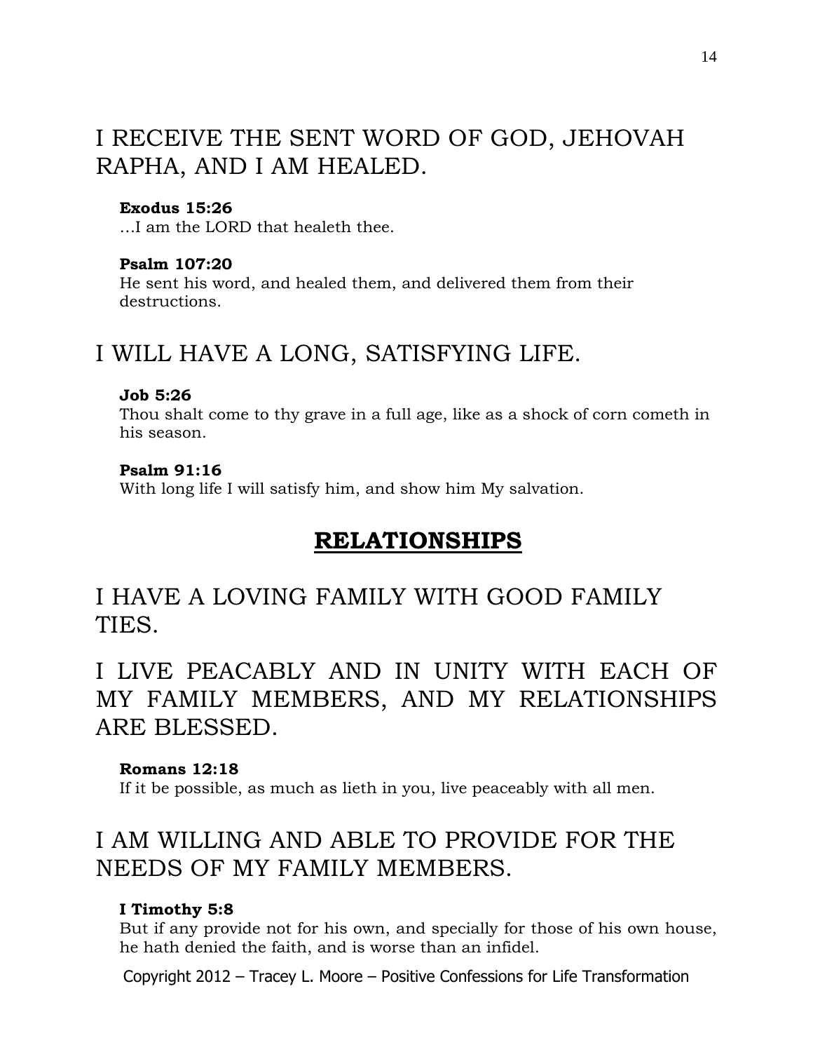## I RECEIVE THE SENT WORD OF GOD, JEHOVAH RAPHA, AND I AM HEALED.

**Exodus 15:26**
…I am the LORD that healeth thee.

**Psalm 107:20**
He sent his word, and healed them, and delivered them from their destructions.

## I WILL HAVE A LONG, SATISFYING LIFE.

**Job 5:26**
Thou shalt come to thy grave in a full age, like as a shock of corn cometh in his season.

**Psalm 91:16**
With long life I will satisfy him, and show him My salvation.

# **RELATIONSHIPS**

## I HAVE A LOVING FAMILY WITH GOOD FAMILY TIES.

## I LIVE PEACABLY AND IN UNITY WITH EACH OF MY FAMILY MEMBERS, AND MY RELATIONSHIPS ARE BLESSED.

**Romans 12:18**
If it be possible, as much as lieth in you, live peaceably with all men.

## I AM WILLING AND ABLE TO PROVIDE FOR THE NEEDS OF MY FAMILY MEMBERS.

**I Timothy 5:8**
But if any provide not for his own, and specially for those of his own house, he hath denied the faith, and is worse than an infidel.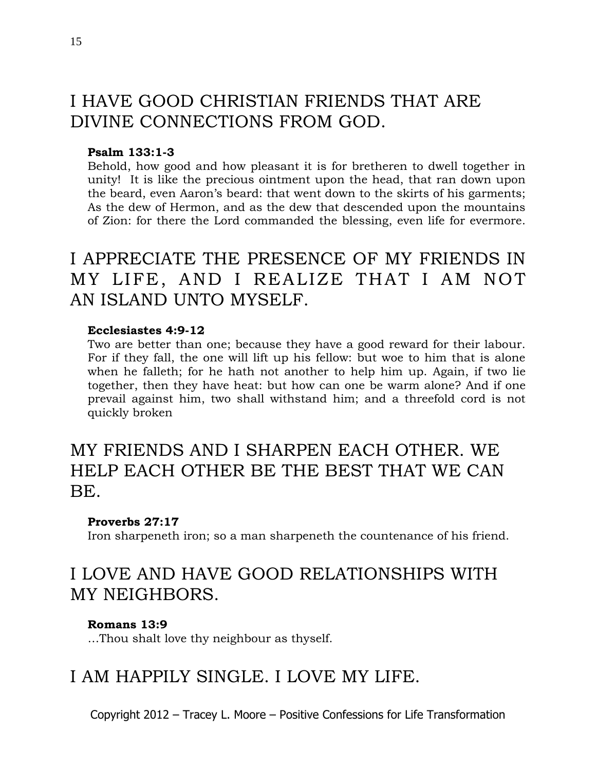## I HAVE GOOD CHRISTIAN FRIENDS THAT ARE DIVINE CONNECTIONS FROM GOD.

**Psalm 133:1-3**
Behold, how good and how pleasant it is for bretheren to dwell together in unity! It is like the precious ointment upon the head, that ran down upon the beard, even Aaron's beard: that went down to the skirts of his garments; As the dew of Hermon, and as the dew that descended upon the mountains of Zion: for there the Lord commanded the blessing, even life for evermore.

## I APPRECIATE THE PRESENCE OF MY FRIENDS IN MY LIFE, AND I REALIZE THAT I AM NOT AN ISLAND UNTO MYSELF.

**Ecclesiastes 4:9-12**
Two are better than one; because they have a good reward for their labour. For if they fall, the one will lift up his fellow: but woe to him that is alone when he falleth; for he hath not another to help him up. Again, if two lie together, then they have heat: but how can one be warm alone? And if one prevail against him, two shall withstand him; and a threefold cord is not quickly broken

## MY FRIENDS AND I SHARPEN EACH OTHER. WE HELP EACH OTHER BE THE BEST THAT WE CAN BE.

**Proverbs 27:17**
Iron sharpeneth iron; so a man sharpeneth the countenance of his friend.

## I LOVE AND HAVE GOOD RELATIONSHIPS WITH MY NEIGHBORS.

**Romans 13:9**
…Thou shalt love thy neighbour as thyself.

## I AM HAPPILY SINGLE. I LOVE MY LIFE.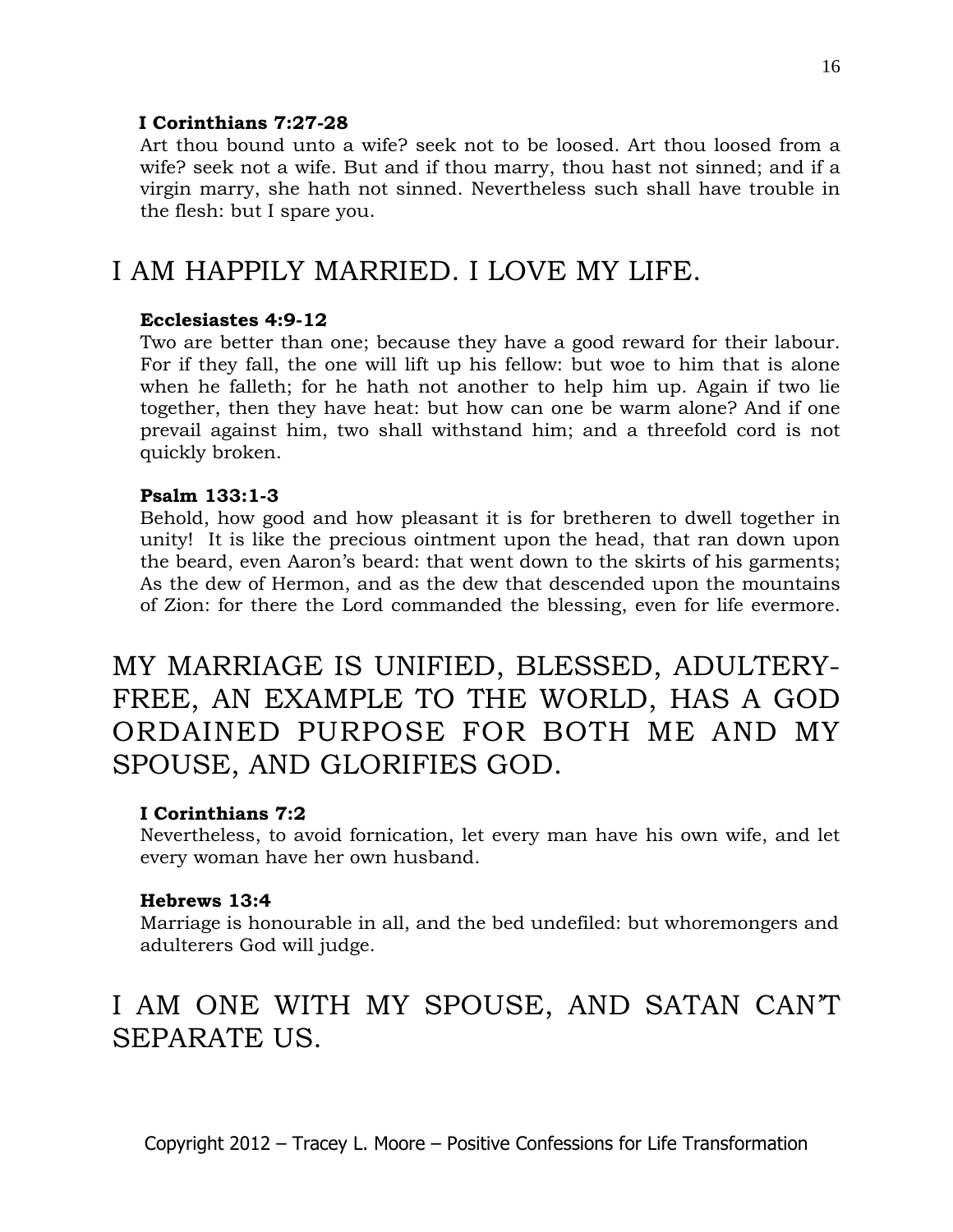**I Corinthians 7:27-28**
Art thou bound unto a wife? seek not to be loosed. Art thou loosed from a wife? seek not a wife. But and if thou marry, thou hast not sinned; and if a virgin marry, she hath not sinned. Nevertheless such shall have trouble in the flesh: but I spare you.

## I AM HAPPILY MARRIED. I LOVE MY LIFE.

**Ecclesiastes 4:9-12**
Two are better than one; because they have a good reward for their labour. For if they fall, the one will lift up his fellow: but woe to him that is alone when he falleth; for he hath not another to help him up. Again if two lie together, then they have heat: but how can one be warm alone? And if one prevail against him, two shall withstand him; and a threefold cord is not quickly broken.

**Psalm 133:1-3**
Behold, how good and how pleasant it is for bretheren to dwell together in unity! It is like the precious ointment upon the head, that ran down upon the beard, even Aaron's beard: that went down to the skirts of his garments; As the dew of Hermon, and as the dew that descended upon the mountains of Zion: for there the Lord commanded the blessing, even for life evermore.

## MY MARRIAGE IS UNIFIED, BLESSED, ADULTERY-FREE, AN EXAMPLE TO THE WORLD, HAS A GOD ORDAINED PURPOSE FOR BOTH ME AND MY SPOUSE, AND GLORIFIES GOD.

**I Corinthians 7:2**
Nevertheless, to avoid fornication, let every man have his own wife, and let every woman have her own husband.

**Hebrews 13:4**
Marriage is honourable in all, and the bed undefiled: but whoremongers and adulterers God will judge.

## I AM ONE WITH MY SPOUSE, AND SATAN CAN'T SEPARATE US.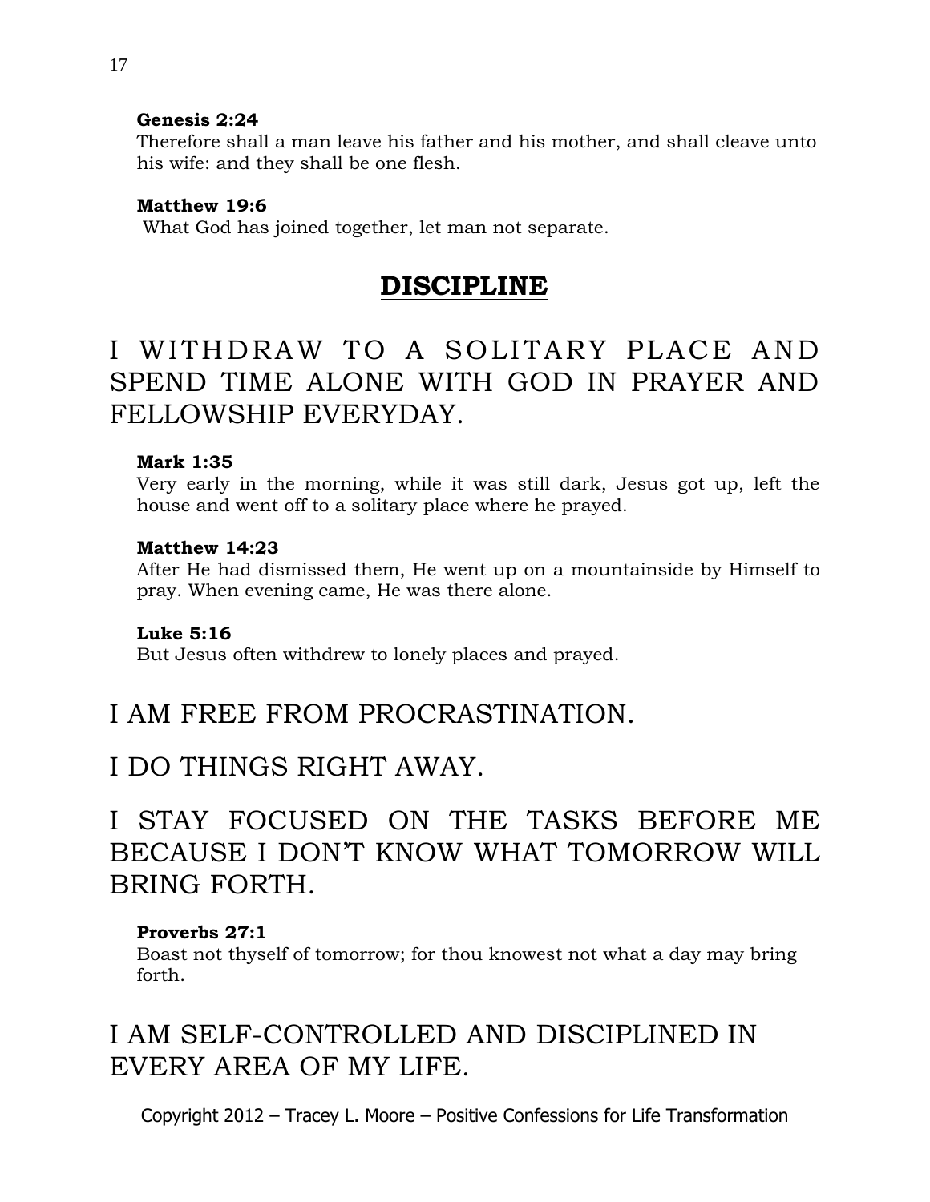**Genesis 2:24**
Therefore shall a man leave his father and his mother, and shall cleave unto his wife: and they shall be one flesh.

**Matthew 19:6**
What God has joined together, let man not separate.

# DISCIPLINE

## I WITHDRAW TO A SOLITARY PLACE AND SPEND TIME ALONE WITH GOD IN PRAYER AND FELLOWSHIP EVERYDAY.

**Mark 1:35**
Very early in the morning, while it was still dark, Jesus got up, left the house and went off to a solitary place where he prayed.

**Matthew 14:23**
After He had dismissed them, He went up on a mountainside by Himself to pray. When evening came, He was there alone.

**Luke 5:16**
But Jesus often withdrew to lonely places and prayed.

## I AM FREE FROM PROCRASTINATION.

## I DO THINGS RIGHT AWAY.

## I STAY FOCUSED ON THE TASKS BEFORE ME BECAUSE I DON'T KNOW WHAT TOMORROW WILL BRING FORTH.

**Proverbs 27:1**
Boast not thyself of tomorrow; for thou knowest not what a day may bring forth.

## I AM SELF-CONTROLLED AND DISCIPLINED IN EVERY AREA OF MY LIFE.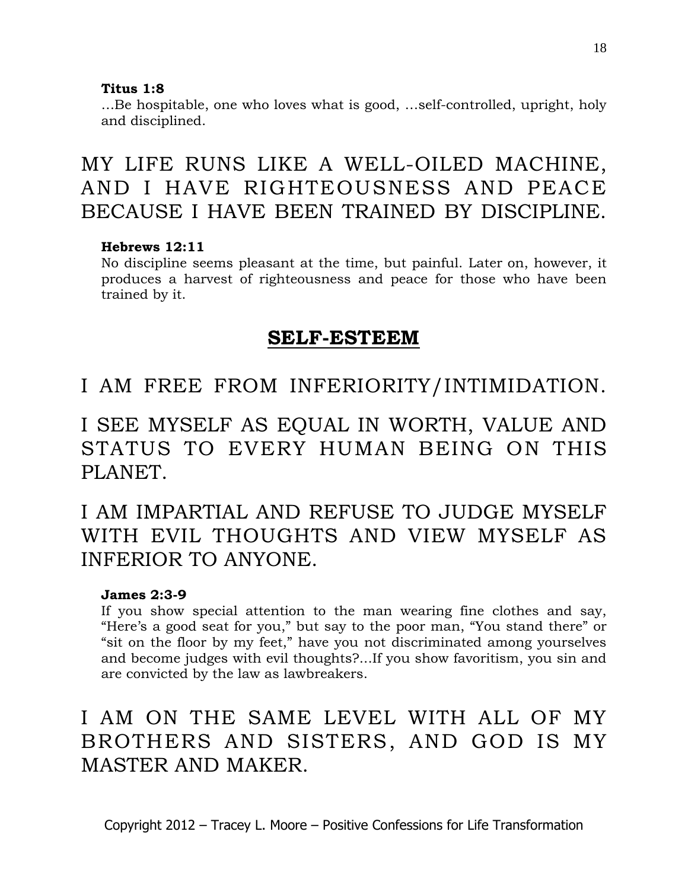**Titus 1:8**
...Be hospitable, one who loves what is good, ...self-controlled, upright, holy and disciplined.

MY LIFE RUNS LIKE A WELL-OILED MACHINE, AND I HAVE RIGHTEOUSNESS AND PEACE BECAUSE I HAVE BEEN TRAINED BY DISCIPLINE.

**Hebrews 12:11**
No discipline seems pleasant at the time, but painful. Later on, however, it produces a harvest of righteousness and peace for those who have been trained by it.

## SELF-ESTEEM

I AM FREE FROM INFERIORITY/INTIMIDATION.

I SEE MYSELF AS EQUAL IN WORTH, VALUE AND STATUS TO EVERY HUMAN BEING ON THIS PLANET.

I AM IMPARTIAL AND REFUSE TO JUDGE MYSELF WITH EVIL THOUGHTS AND VIEW MYSELF AS INFERIOR TO ANYONE.

**James 2:3-9**
If you show special attention to the man wearing fine clothes and say, "Here's a good seat for you," but say to the poor man, "You stand there" or "sit on the floor by my feet," have you not discriminated among yourselves and become judges with evil thoughts?...If you show favoritism, you sin and are convicted by the law as lawbreakers.

I AM ON THE SAME LEVEL WITH ALL OF MY BROTHERS AND SISTERS, AND GOD IS MY MASTER AND MAKER.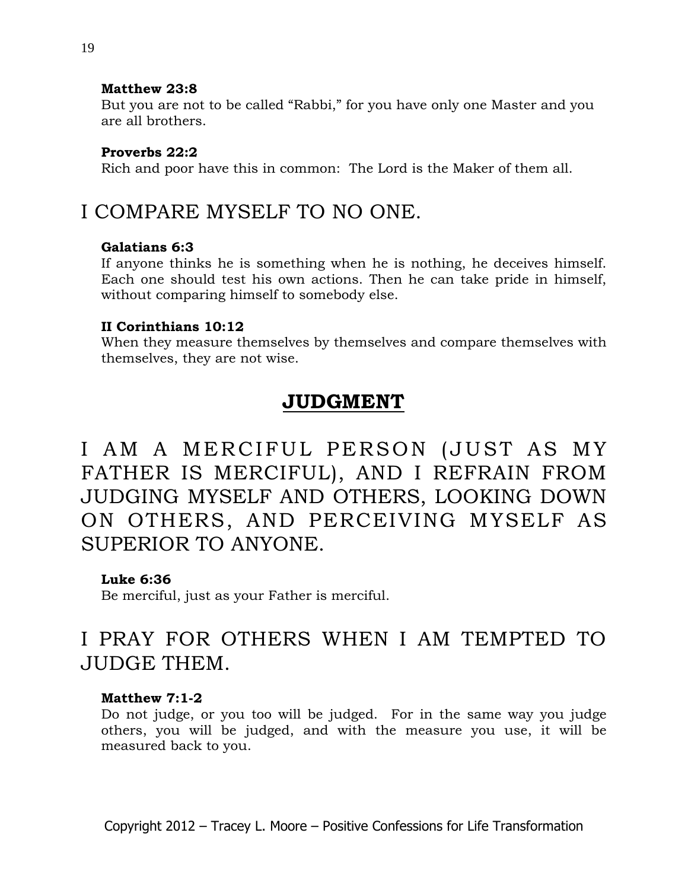**Matthew 23:8**
But you are not to be called “Rabbi,” for you have only one Master and you are all brothers.

**Proverbs 22:2**
Rich and poor have this in common: The Lord is the Maker of them all.

## I COMPARE MYSELF TO NO ONE.

**Galatians 6:3**
If anyone thinks he is something when he is nothing, he deceives himself. Each one should test his own actions. Then he can take pride in himself, without comparing himself to somebody else.

**II Corinthians 10:12**
When they measure themselves by themselves and compare themselves with themselves, they are not wise.

# JUDGMENT

## I AM A MERCIFUL PERSON (JUST AS MY FATHER IS MERCIFUL), AND I REFRAIN FROM JUDGING MYSELF AND OTHERS, LOOKING DOWN ON OTHERS, AND PERCEIVING MYSELF AS SUPERIOR TO ANYONE.

**Luke 6:36**
Be merciful, just as your Father is merciful.

## I PRAY FOR OTHERS WHEN I AM TEMPTED TO JUDGE THEM.

**Matthew 7:1-2**
Do not judge, or you too will be judged. For in the same way you judge others, you will be judged, and with the measure you use, it will be measured back to you.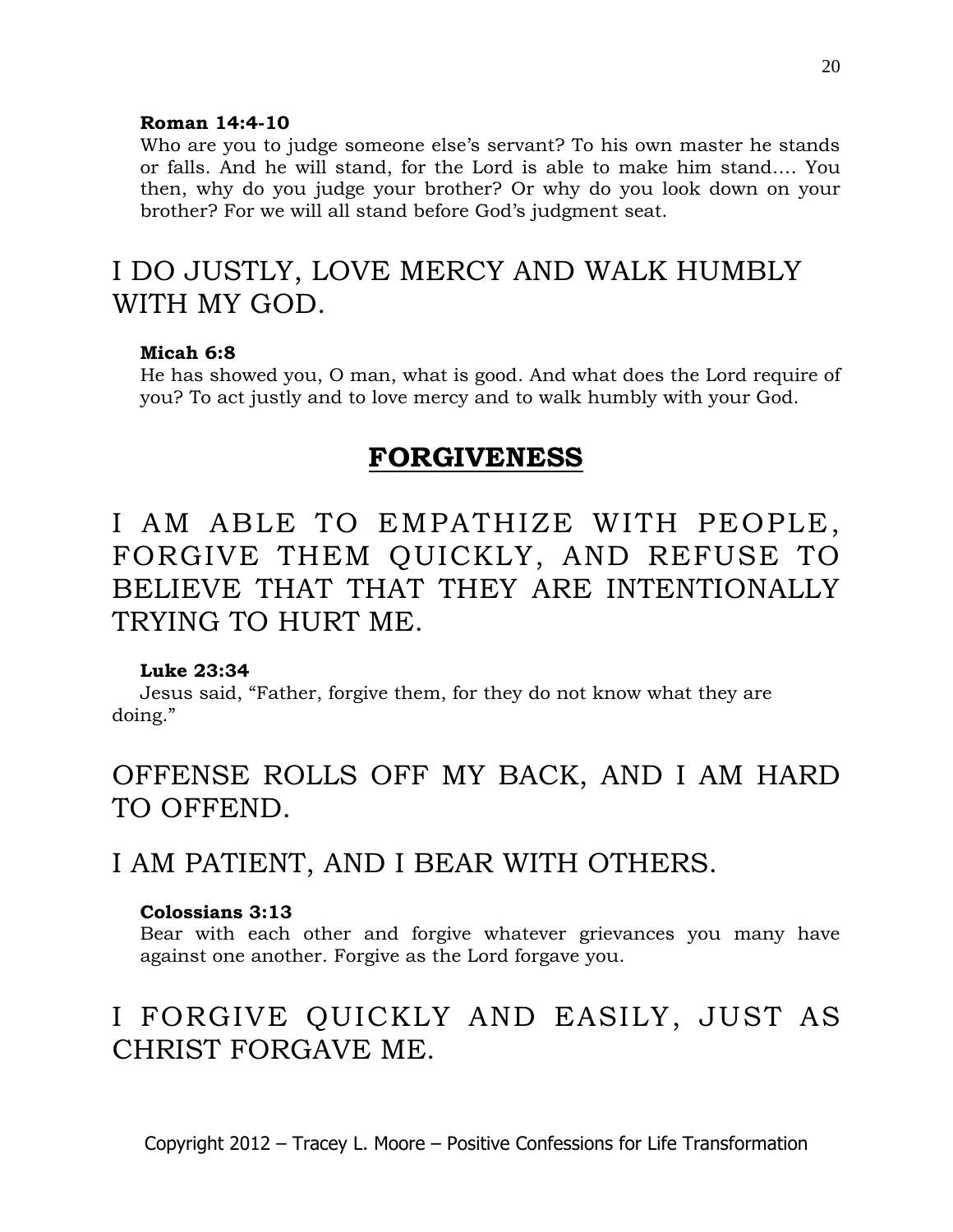**Roman 14:4-10**

Who are you to judge someone else's servant? To his own master he stands or falls. And he will stand, for the Lord is able to make him stand…. You then, why do you judge your brother? Or why do you look down on your brother? For we will all stand before God's judgment seat.

## I DO JUSTLY, LOVE MERCY AND WALK HUMBLY WITH MY GOD.

**Micah 6:8**

He has showed you, O man, what is good. And what does the Lord require of you? To act justly and to love mercy and to walk humbly with your God.

# FORGIVENESS

## I AM ABLE TO EMPATHIZE WITH PEOPLE, FORGIVE THEM QUICKLY, AND REFUSE TO BELIEVE THAT THAT THEY ARE INTENTIONALLY TRYING TO HURT ME.

**Luke 23:34**

Jesus said, "Father, forgive them, for they do not know what they are doing."

## OFFENSE ROLLS OFF MY BACK, AND I AM HARD TO OFFEND.

## I AM PATIENT, AND I BEAR WITH OTHERS.

**Colossians 3:13**

Bear with each other and forgive whatever grievances you many have against one another. Forgive as the Lord forgave you.

## I FORGIVE QUICKLY AND EASILY, JUST AS CHRIST FORGAVE ME.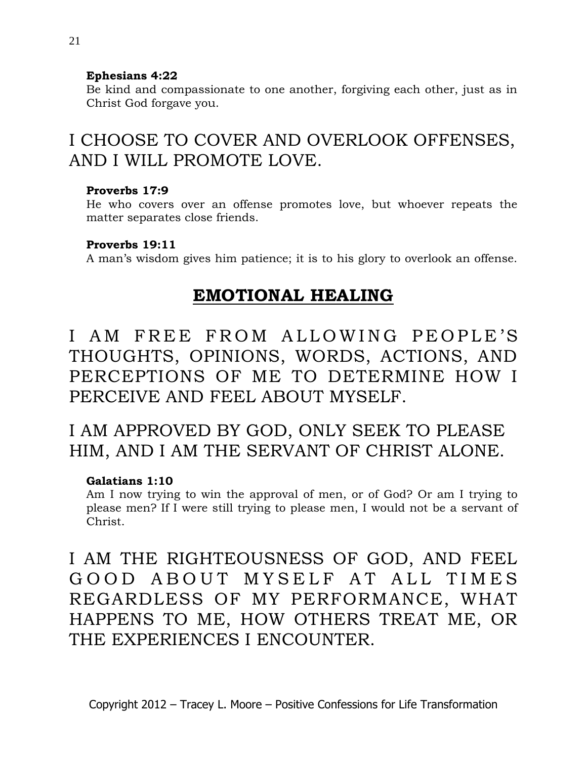**Ephesians 4:22**
Be kind and compassionate to one another, forgiving each other, just as in Christ God forgave you.

I CHOOSE TO COVER AND OVERLOOK OFFENSES, AND I WILL PROMOTE LOVE.

**Proverbs 17:9**
He who covers over an offense promotes love, but whoever repeats the matter separates close friends.

**Proverbs 19:11**
A man's wisdom gives him patience; it is to his glory to overlook an offense.

## **EMOTIONAL HEALING**

I AM FREE FROM ALLOWING PEOPLE'S THOUGHTS, OPINIONS, WORDS, ACTIONS, AND PERCEPTIONS OF ME TO DETERMINE HOW I PERCEIVE AND FEEL ABOUT MYSELF.

I AM APPROVED BY GOD, ONLY SEEK TO PLEASE HIM, AND I AM THE SERVANT OF CHRIST ALONE.

**Galatians 1:10**
Am I now trying to win the approval of men, or of God? Or am I trying to please men? If I were still trying to please men, I would not be a servant of Christ.

I AM THE RIGHTEOUSNESS OF GOD, AND FEEL GOOD ABOUT MYSELF AT ALL TIMES REGARDLESS OF MY PERFORMANCE, WHAT HAPPENS TO ME, HOW OTHERS TREAT ME, OR THE EXPERIENCES I ENCOUNTER.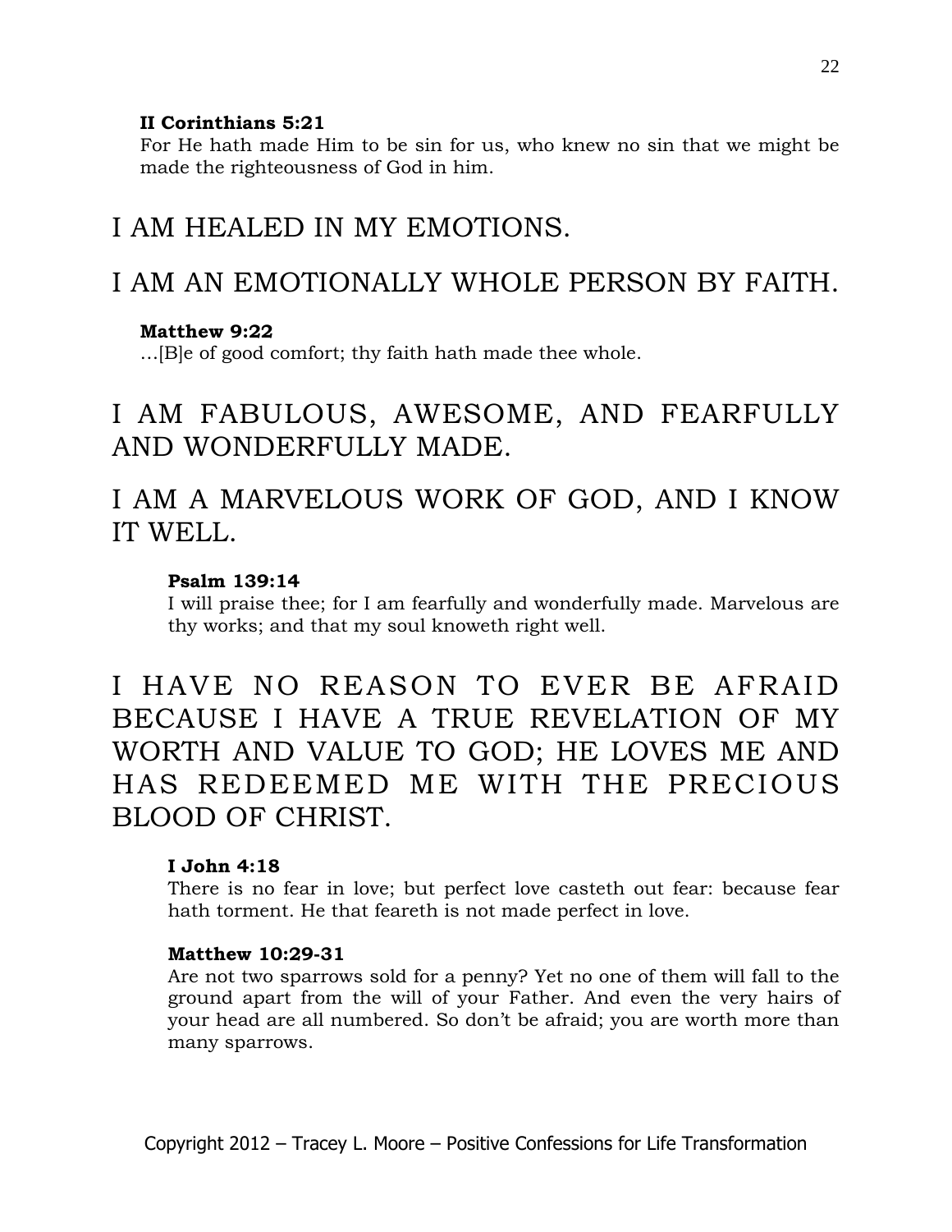**II Corinthians 5:21**
For He hath made Him to be sin for us, who knew no sin that we might be made the righteousness of God in him.

## I AM HEALED IN MY EMOTIONS.

## I AM AN EMOTIONALLY WHOLE PERSON BY FAITH.

**Matthew 9:22**
…[B]e of good comfort; thy faith hath made thee whole.

## I AM FABULOUS, AWESOME, AND FEARFULLY AND WONDERFULLY MADE.

## I AM A MARVELOUS WORK OF GOD, AND I KNOW IT WELL.

**Psalm 139:14**
I will praise thee; for I am fearfully and wonderfully made. Marvelous are thy works; and that my soul knoweth right well.

## I HAVE NO REASON TO EVER BE AFRAID BECAUSE I HAVE A TRUE REVELATION OF MY WORTH AND VALUE TO GOD; HE LOVES ME AND HAS REDEEMED ME WITH THE PRECIOUS BLOOD OF CHRIST.

**I John 4:18**
There is no fear in love; but perfect love casteth out fear: because fear hath torment. He that feareth is not made perfect in love.

**Matthew 10:29-31**
Are not two sparrows sold for a penny? Yet no one of them will fall to the ground apart from the will of your Father. And even the very hairs of your head are all numbered. So don't be afraid; you are worth more than many sparrows.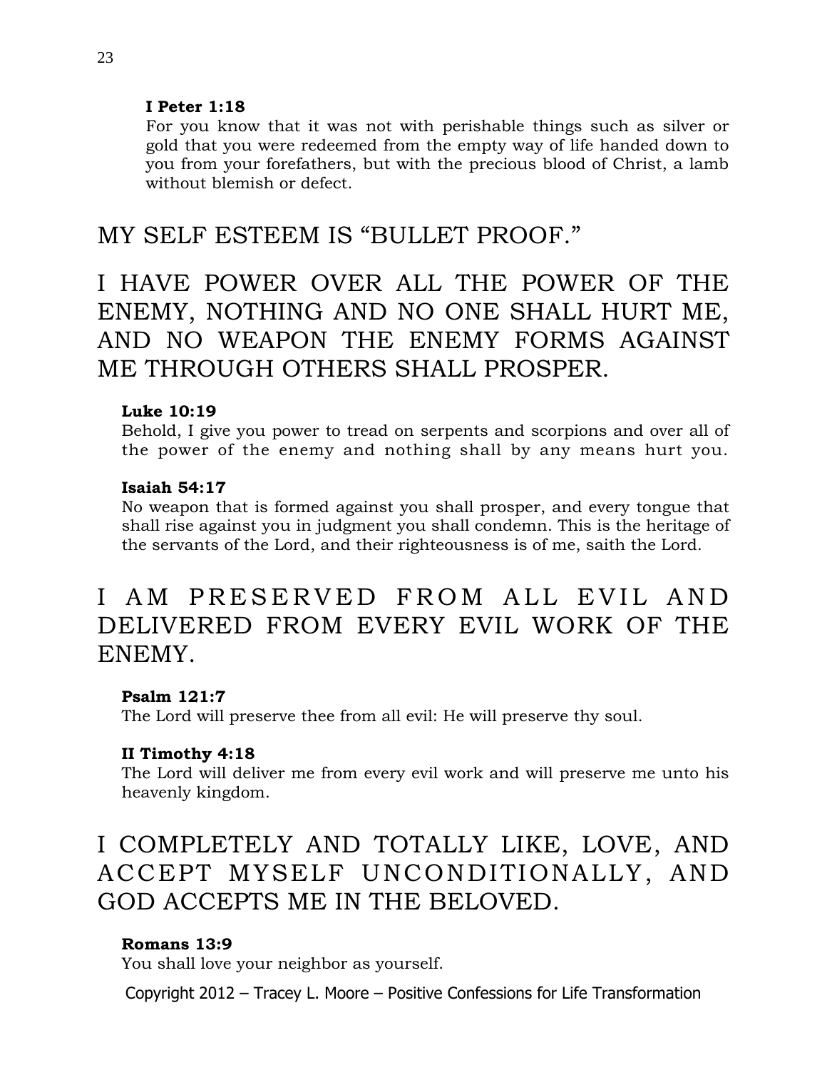**I Peter 1:18**
For you know that it was not with perishable things such as silver or gold that you were redeemed from the empty way of life handed down to you from your forefathers, but with the precious blood of Christ, a lamb without blemish or defect.

## MY SELF ESTEEM IS "BULLET PROOF."

## I HAVE POWER OVER ALL THE POWER OF THE ENEMY, NOTHING AND NO ONE SHALL HURT ME, AND NO WEAPON THE ENEMY FORMS AGAINST ME THROUGH OTHERS SHALL PROSPER.

**Luke 10:19**
Behold, I give you power to tread on serpents and scorpions and over all of the power of the enemy and nothing shall by any means hurt you.

**Isaiah 54:17**
No weapon that is formed against you shall prosper, and every tongue that shall rise against you in judgment you shall condemn. This is the heritage of the servants of the Lord, and their righteousness is of me, saith the Lord.

## I AM PRESERVED FROM ALL EVIL AND DELIVERED FROM EVERY EVIL WORK OF THE ENEMY.

**Psalm 121:7**
The Lord will preserve thee from all evil: He will preserve thy soul.

**II Timothy 4:18**
The Lord will deliver me from every evil work and will preserve me unto his heavenly kingdom.

## I COMPLETELY AND TOTALLY LIKE, LOVE, AND ACCEPT MYSELF UNCONDITIONALLY, AND GOD ACCEPTS ME IN THE BELOVED.

**Romans 13:9**
You shall love your neighbor as yourself.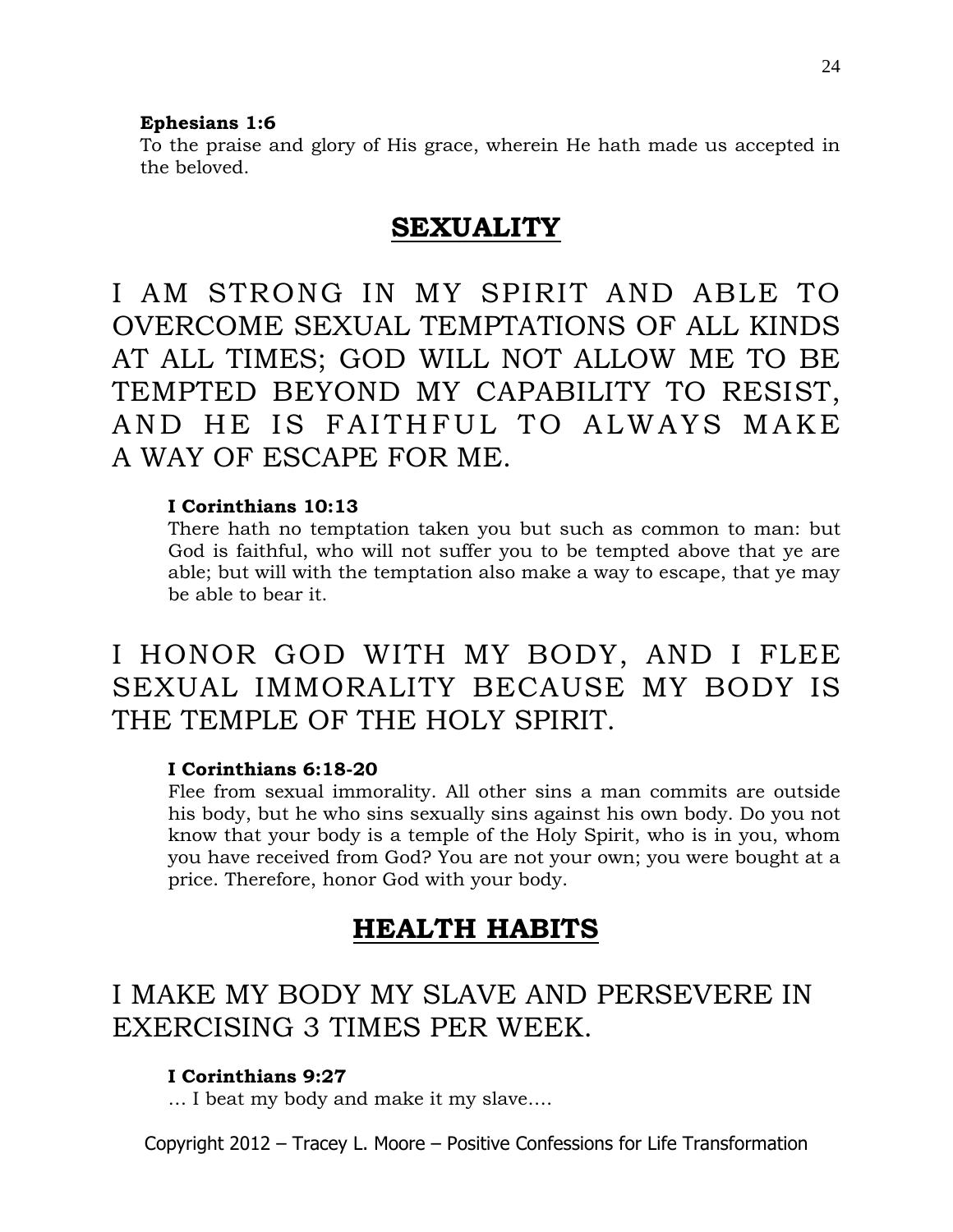**Ephesians 1:6**
To the praise and glory of His grace, wherein He hath made us accepted in the beloved.

## SEXUALITY

I AM STRONG IN MY SPIRIT AND ABLE TO OVERCOME SEXUAL TEMPTATIONS OF ALL KINDS AT ALL TIMES; GOD WILL NOT ALLOW ME TO BE TEMPTED BEYOND MY CAPABILITY TO RESIST, AND HE IS FAITHFUL TO ALWAYS MAKE A WAY OF ESCAPE FOR ME.

**I Corinthians 10:13**
There hath no temptation taken you but such as common to man: but God is faithful, who will not suffer you to be tempted above that ye are able; but will with the temptation also make a way to escape, that ye may be able to bear it.

I HONOR GOD WITH MY BODY, AND I FLEE SEXUAL IMMORALITY BECAUSE MY BODY IS THE TEMPLE OF THE HOLY SPIRIT.

**I Corinthians 6:18-20**
Flee from sexual immorality. All other sins a man commits are outside his body, but he who sins sexually sins against his own body. Do you not know that your body is a temple of the Holy Spirit, who is in you, whom you have received from God? You are not your own; you were bought at a price. Therefore, honor God with your body.

## HEALTH HABITS

I MAKE MY BODY MY SLAVE AND PERSEVERE IN EXERCISING 3 TIMES PER WEEK.

**I Corinthians 9:27**
… I beat my body and make it my slave….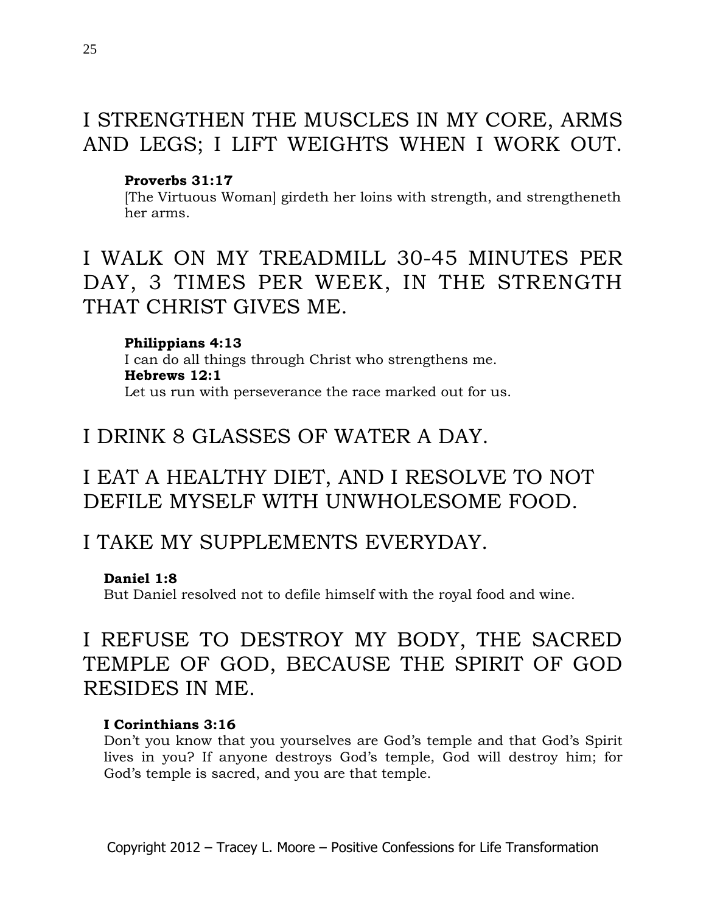## I STRENGTHEN THE MUSCLES IN MY CORE, ARMS AND LEGS; I LIFT WEIGHTS WHEN I WORK OUT.

**Proverbs 31:17**
[The Virtuous Woman] girdeth her loins with strength, and strengtheneth her arms.

## I WALK ON MY TREADMILL 30-45 MINUTES PER DAY, 3 TIMES PER WEEK, IN THE STRENGTH THAT CHRIST GIVES ME.

**Philippians 4:13**
I can do all things through Christ who strengthens me.
**Hebrews 12:1**
Let us run with perseverance the race marked out for us.

## I DRINK 8 GLASSES OF WATER A DAY.

## I EAT A HEALTHY DIET, AND I RESOLVE TO NOT DEFILE MYSELF WITH UNWHOLESOME FOOD.

## I TAKE MY SUPPLEMENTS EVERYDAY.

**Daniel 1:8**
But Daniel resolved not to defile himself with the royal food and wine.

## I REFUSE TO DESTROY MY BODY, THE SACRED TEMPLE OF GOD, BECAUSE THE SPIRIT OF GOD RESIDES IN ME.

**I Corinthians 3:16**
Don't you know that you yourselves are God's temple and that God's Spirit lives in you? If anyone destroys God's temple, God will destroy him; for God's temple is sacred, and you are that temple.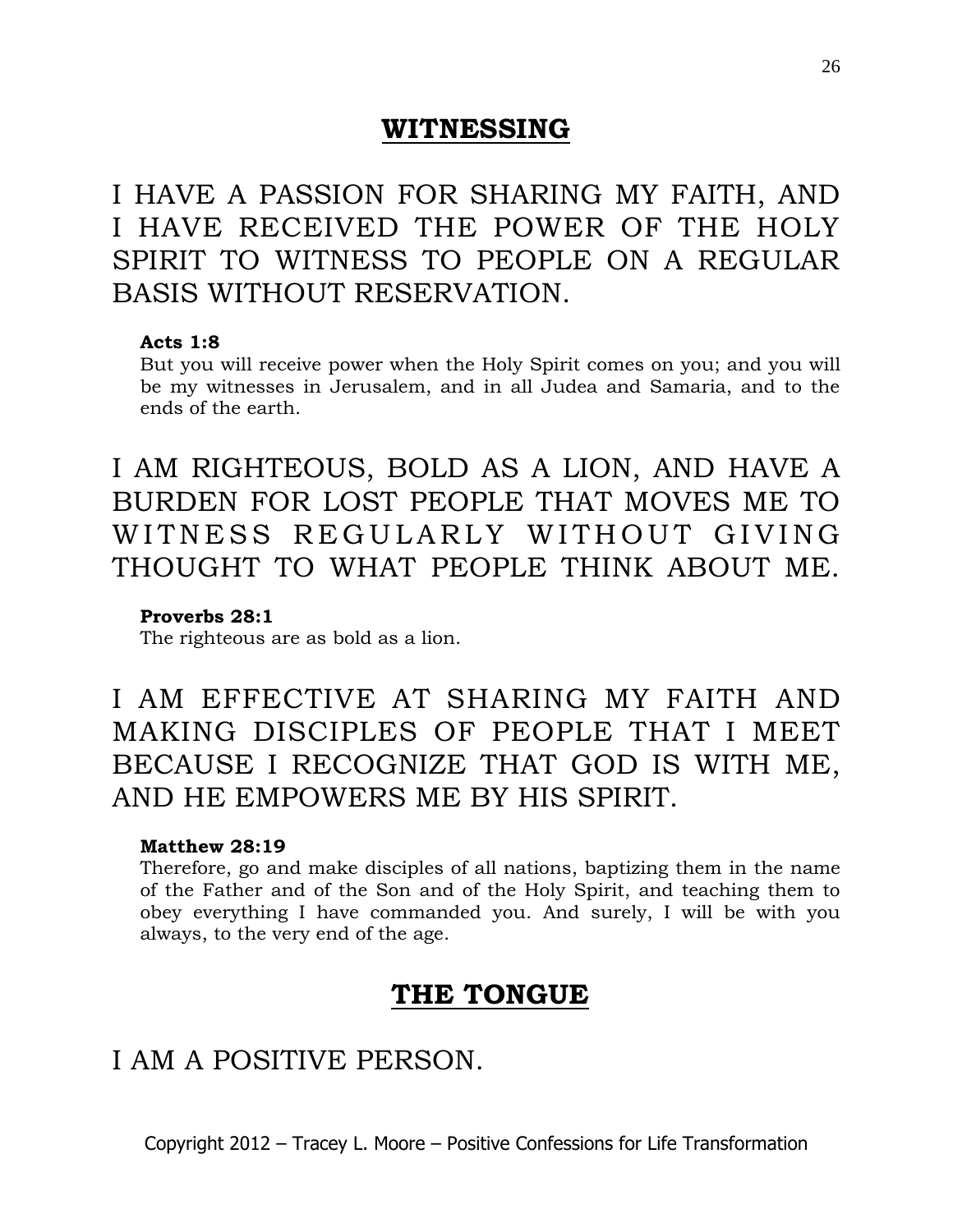## WITNESSING

I HAVE A PASSION FOR SHARING MY FAITH, AND I HAVE RECEIVED THE POWER OF THE HOLY SPIRIT TO WITNESS TO PEOPLE ON A REGULAR BASIS WITHOUT RESERVATION.

**Acts 1:8**
But you will receive power when the Holy Spirit comes on you; and you will be my witnesses in Jerusalem, and in all Judea and Samaria, and to the ends of the earth.

I AM RIGHTEOUS, BOLD AS A LION, AND HAVE A BURDEN FOR LOST PEOPLE THAT MOVES ME TO WITNESS REGULARLY WITHOUT GIVING THOUGHT TO WHAT PEOPLE THINK ABOUT ME.

**Proverbs 28:1**
The righteous are as bold as a lion.

I AM EFFECTIVE AT SHARING MY FAITH AND MAKING DISCIPLES OF PEOPLE THAT I MEET BECAUSE I RECOGNIZE THAT GOD IS WITH ME, AND HE EMPOWERS ME BY HIS SPIRIT.

**Matthew 28:19**
Therefore, go and make disciples of all nations, baptizing them in the name of the Father and of the Son and of the Holy Spirit, and teaching them to obey everything I have commanded you. And surely, I will be with you always, to the very end of the age.

## THE TONGUE

I AM A POSITIVE PERSON.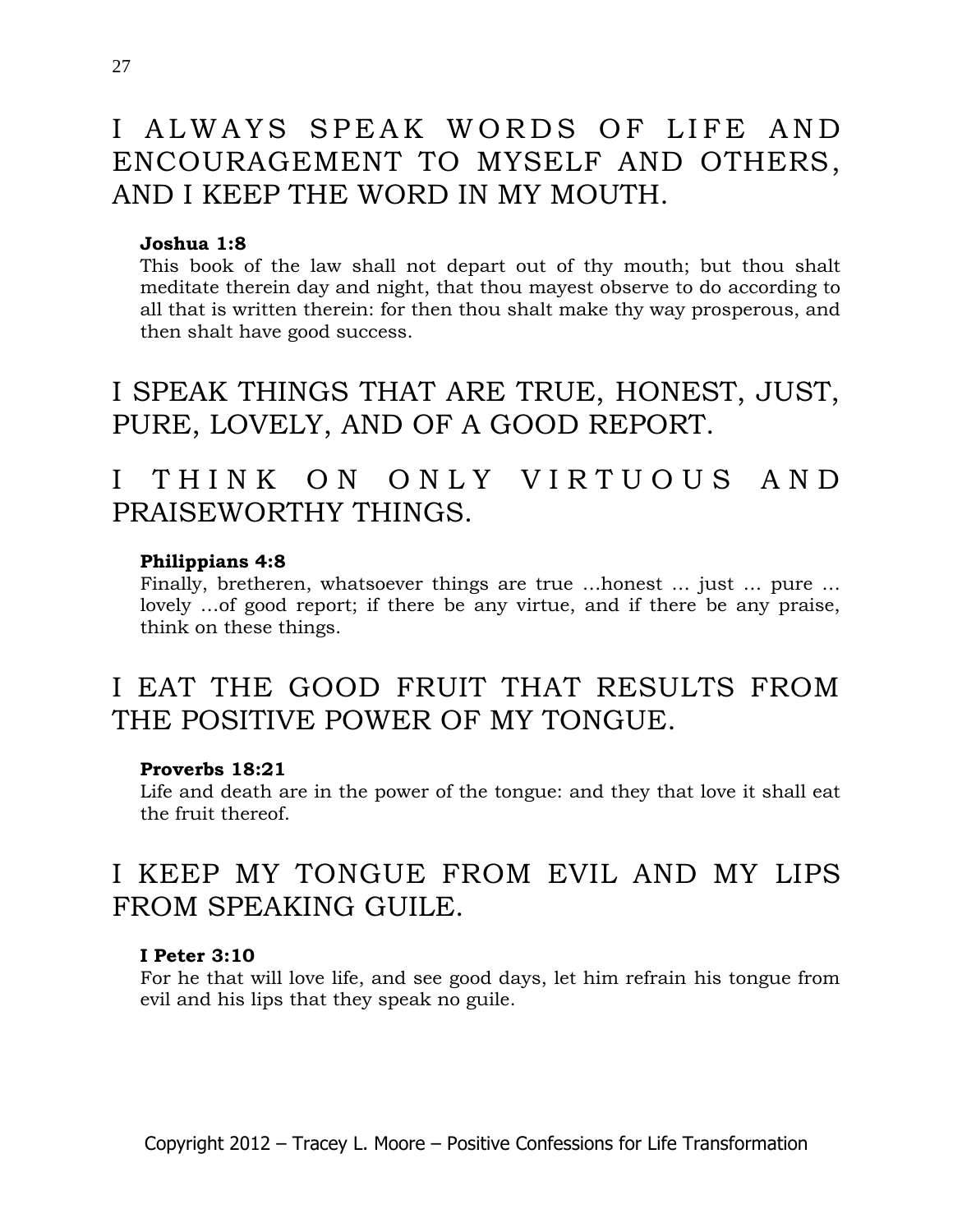## I ALWAYS SPEAK WORDS OF LIFE AND ENCOURAGEMENT TO MYSELF AND OTHERS, AND I KEEP THE WORD IN MY MOUTH.

**Joshua 1:8**

This book of the law shall not depart out of thy mouth; but thou shalt meditate therein day and night, that thou mayest observe to do according to all that is written therein: for then thou shalt make thy way prosperous, and then shalt have good success.

## I SPEAK THINGS THAT ARE TRUE, HONEST, JUST, PURE, LOVELY, AND OF A GOOD REPORT.

## I THINK ON ONLY VIRTUOUS AND PRAISEWORTHY THINGS.

**Philippians 4:8**

Finally, bretheren, whatsoever things are true …honest … just … pure … lovely …of good report; if there be any virtue, and if there be any praise, think on these things.

## I EAT THE GOOD FRUIT THAT RESULTS FROM THE POSITIVE POWER OF MY TONGUE.

**Proverbs 18:21**

Life and death are in the power of the tongue: and they that love it shall eat the fruit thereof.

## I KEEP MY TONGUE FROM EVIL AND MY LIPS FROM SPEAKING GUILE.

**I Peter 3:10**

For he that will love life, and see good days, let him refrain his tongue from evil and his lips that they speak no guile.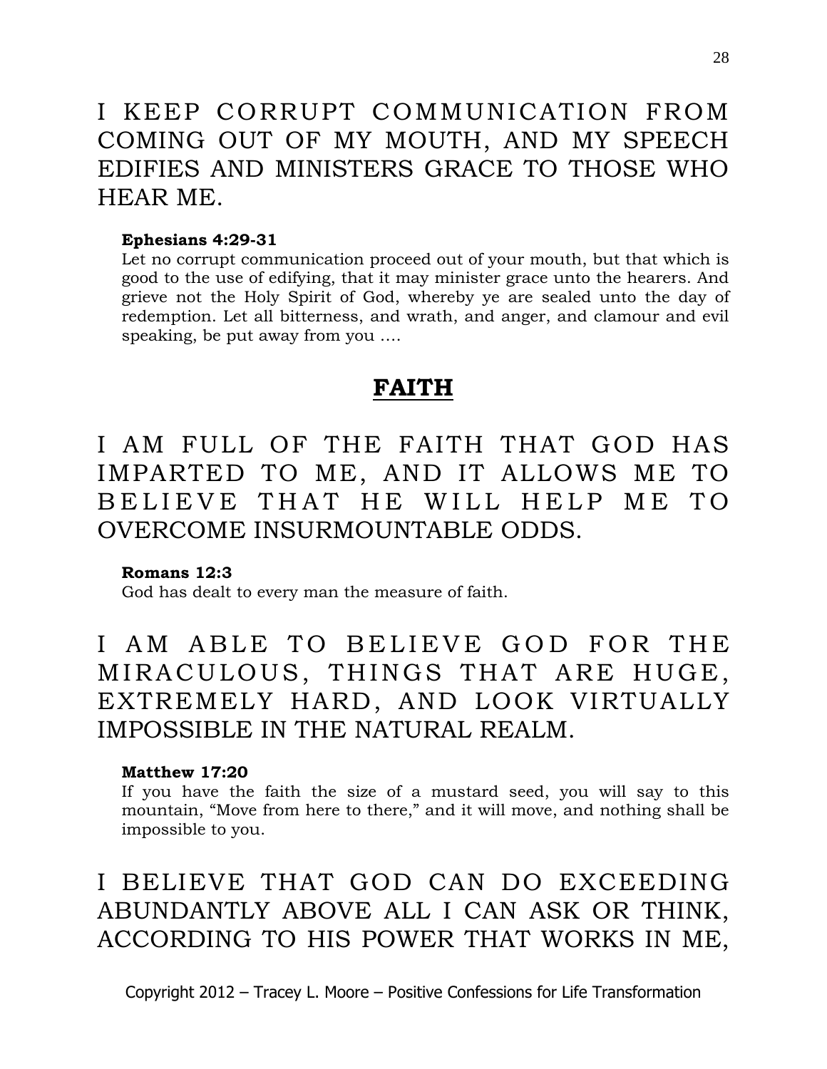I KEEP CORRUPT COMMUNICATION FROM COMING OUT OF MY MOUTH, AND MY SPEECH EDIFIES AND MINISTERS GRACE TO THOSE WHO HEAR ME.

**Ephesians 4:29-31**
Let no corrupt communication proceed out of your mouth, but that which is good to the use of edifying, that it may minister grace unto the hearers. And grieve not the Holy Spirit of God, whereby ye are sealed unto the day of redemption. Let all bitterness, and wrath, and anger, and clamour and evil speaking, be put away from you ….

## FAITH

I AM FULL OF THE FAITH THAT GOD HAS IMPARTED TO ME, AND IT ALLOWS ME TO BELIEVE THAT HE WILL HELP ME TO OVERCOME INSURMOUNTABLE ODDS.

**Romans 12:3**
God has dealt to every man the measure of faith.

I AM ABLE TO BELIEVE GOD FOR THE MIRACULOUS, THINGS THAT ARE HUGE, EXTREMELY HARD, AND LOOK VIRTUALLY IMPOSSIBLE IN THE NATURAL REALM.

**Matthew 17:20**
If you have the faith the size of a mustard seed, you will say to this mountain, “Move from here to there,” and it will move, and nothing shall be impossible to you.

I BELIEVE THAT GOD CAN DO EXCEEDING ABUNDANTLY ABOVE ALL I CAN ASK OR THINK, ACCORDING TO HIS POWER THAT WORKS IN ME,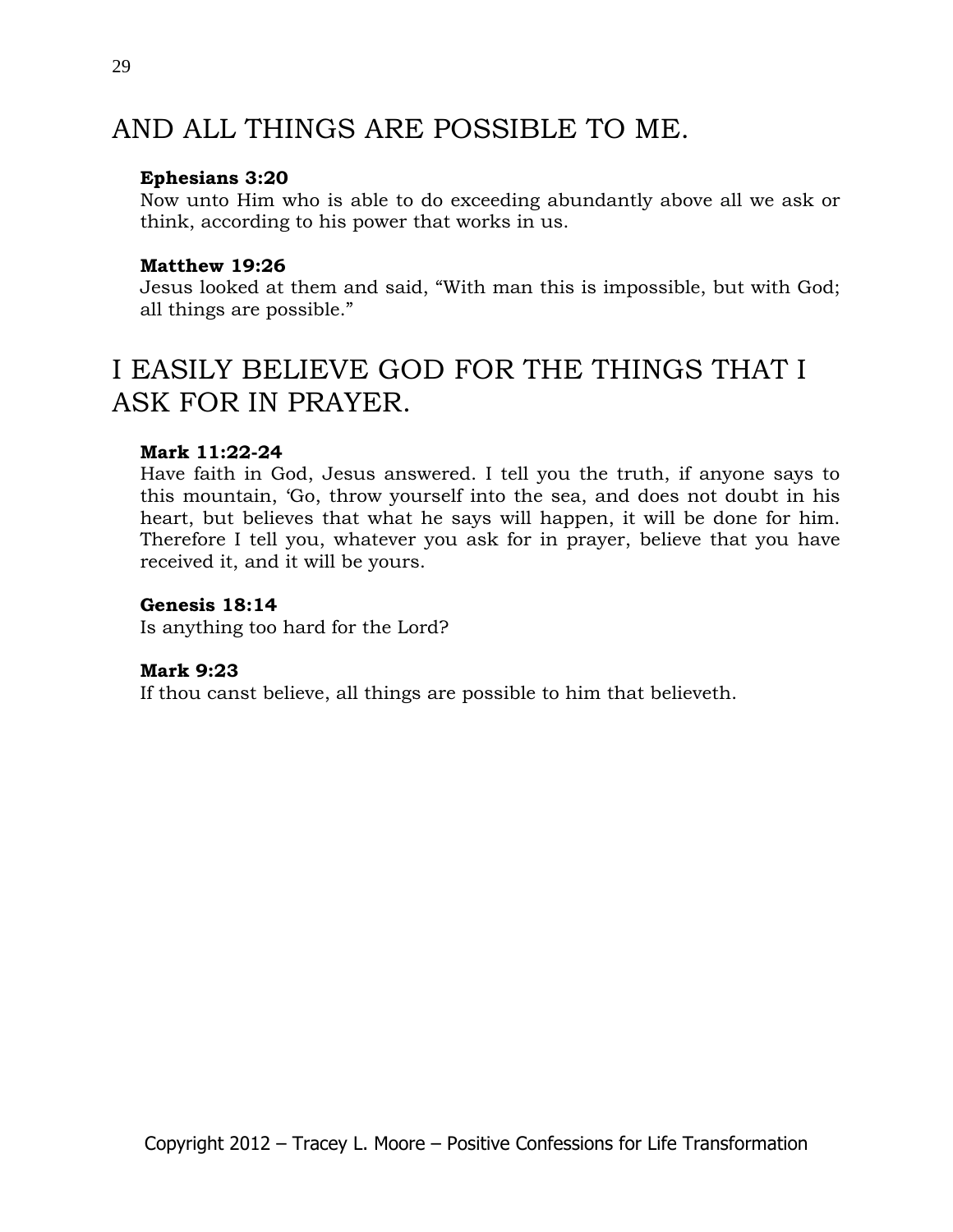## AND ALL THINGS ARE POSSIBLE TO ME.

**Ephesians 3:20**
Now unto Him who is able to do exceeding abundantly above all we ask or think, according to his power that works in us.

**Matthew 19:26**
Jesus looked at them and said, "With man this is impossible, but with God; all things are possible."

## I EASILY BELIEVE GOD FOR THE THINGS THAT I ASK FOR IN PRAYER.

**Mark 11:22-24**
Have faith in God, Jesus answered. I tell you the truth, if anyone says to this mountain, 'Go, throw yourself into the sea, and does not doubt in his heart, but believes that what he says will happen, it will be done for him. Therefore I tell you, whatever you ask for in prayer, believe that you have received it, and it will be yours.

**Genesis 18:14**
Is anything too hard for the Lord?

**Mark 9:23**
If thou canst believe, all things are possible to him that believeth.